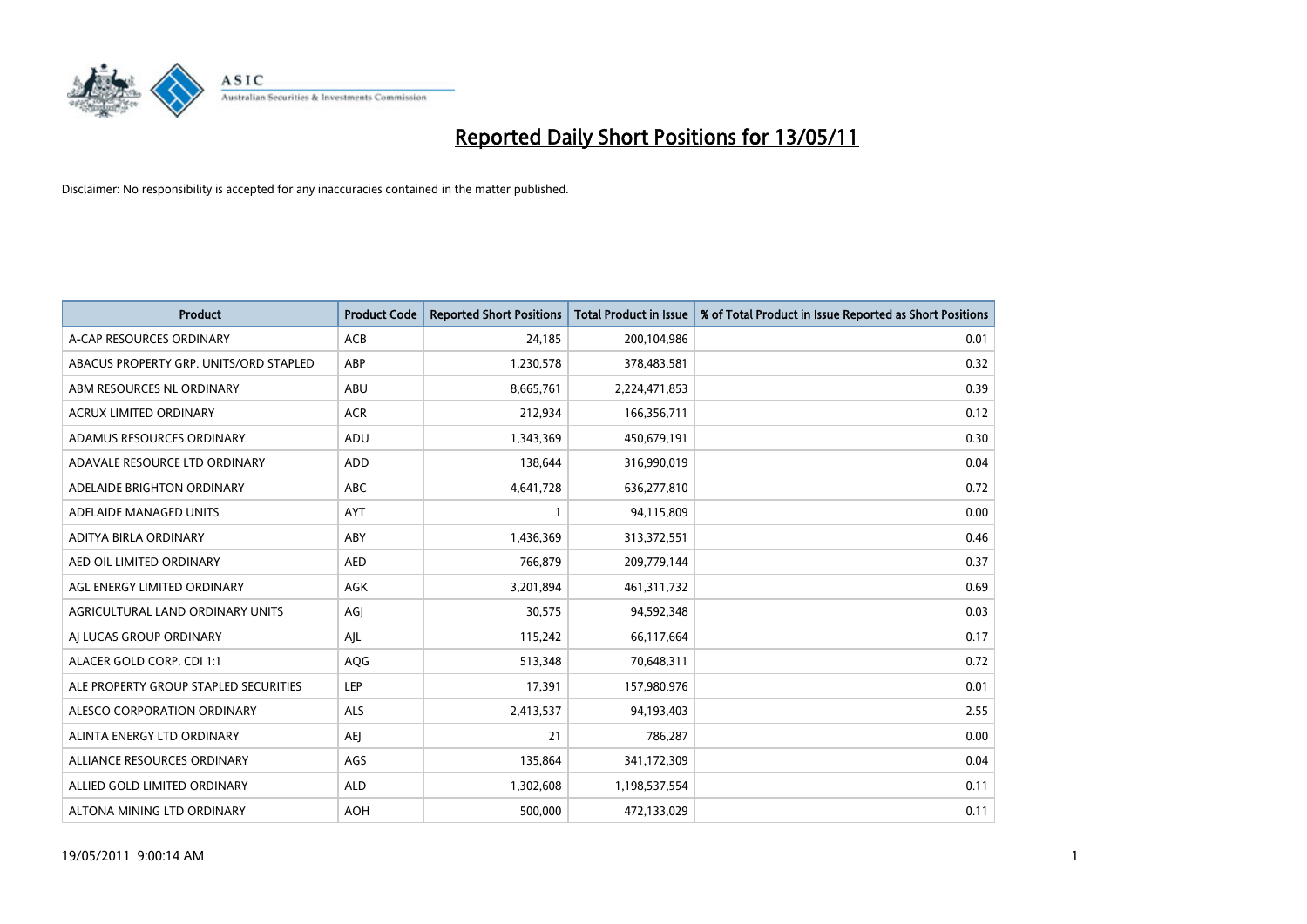# Reported Daily Short Positions for 13/05/11

Disclaimer: No responsibility is accepted for any inaccuracies contained in the matter published.

| Product | Product Code | Reported Short Positions | Total Product in Issue | % of Total Product in Issue Reported as Short Positions |
|---|---|---|---|---|
| A-CAP RESOURCES ORDINARY | ACB | 24,185 | 200,104,986 | 0.01 |
| ABACUS PROPERTY GRP. UNITS/ORD STAPLED | ABP | 1,230,578 | 378,483,581 | 0.32 |
| ABM RESOURCES NL ORDINARY | ABU | 8,665,761 | 2,224,471,853 | 0.39 |
| ACRUX LIMITED ORDINARY | ACR | 212,934 | 166,356,711 | 0.12 |
| ADAMUS RESOURCES ORDINARY | ADU | 1,343,369 | 450,679,191 | 0.30 |
| ADAVALE RESOURCE LTD ORDINARY | ADD | 138,644 | 316,990,019 | 0.04 |
| ADELAIDE BRIGHTON ORDINARY | ABC | 4,641,728 | 636,277,810 | 0.72 |
| ADELAIDE MANAGED UNITS | AYT | 1 | 94,115,809 | 0.00 |
| ADITYA BIRLA ORDINARY | ABY | 1,436,369 | 313,372,551 | 0.46 |
| AED OIL LIMITED ORDINARY | AED | 766,879 | 209,779,144 | 0.37 |
| AGL ENERGY LIMITED ORDINARY | AGK | 3,201,894 | 461,311,732 | 0.69 |
| AGRICULTURAL LAND ORDINARY UNITS | AGJ | 30,575 | 94,592,348 | 0.03 |
| AJ LUCAS GROUP ORDINARY | AJL | 115,242 | 66,117,664 | 0.17 |
| ALACER GOLD CORP. CDI 1:1 | AQG | 513,348 | 70,648,311 | 0.72 |
| ALE PROPERTY GROUP STAPLED SECURITIES | LEP | 17,391 | 157,980,976 | 0.01 |
| ALESCO CORPORATION ORDINARY | ALS | 2,413,537 | 94,193,403 | 2.55 |
| ALINTA ENERGY LTD ORDINARY | AEJ | 21 | 786,287 | 0.00 |
| ALLIANCE RESOURCES ORDINARY | AGS | 135,864 | 341,172,309 | 0.04 |
| ALLIED GOLD LIMITED ORDINARY | ALD | 1,302,608 | 1,198,537,554 | 0.11 |
| ALTONA MINING LTD ORDINARY | AOH | 500,000 | 472,133,029 | 0.11 |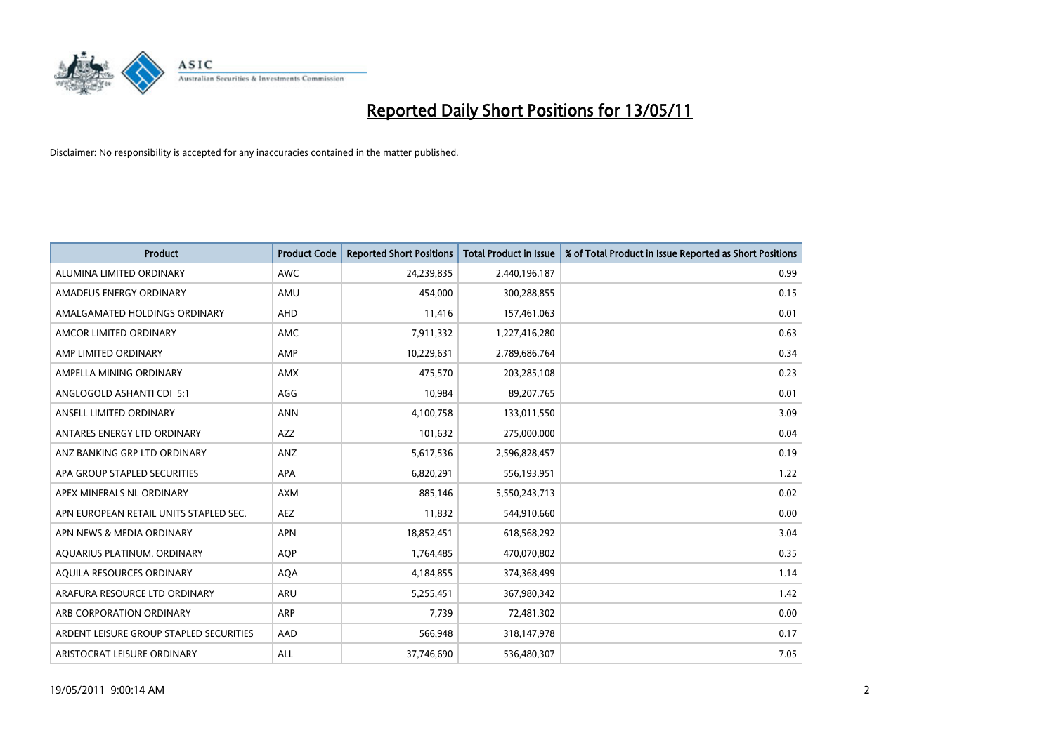# Reported Daily Short Positions for 13/05/11

Disclaimer: No responsibility is accepted for any inaccuracies contained in the matter published.

| Product | Product Code | Reported Short Positions | Total Product in Issue | % of Total Product in Issue Reported as Short Positions |
|---|---|---|---|---|
| ALUMINA LIMITED ORDINARY | AWC | 24,239,835 | 2,440,196,187 | 0.99 |
| AMADEUS ENERGY ORDINARY | AMU | 454,000 | 300,288,855 | 0.15 |
| AMALGAMATED HOLDINGS ORDINARY | AHD | 11,416 | 157,461,063 | 0.01 |
| AMCOR LIMITED ORDINARY | AMC | 7,911,332 | 1,227,416,280 | 0.63 |
| AMP LIMITED ORDINARY | AMP | 10,229,631 | 2,789,686,764 | 0.34 |
| AMPELLA MINING ORDINARY | AMX | 475,570 | 203,285,108 | 0.23 |
| ANGLOGOLD ASHANTI CDI 5:1 | AGG | 10,984 | 89,207,765 | 0.01 |
| ANSELL LIMITED ORDINARY | ANN | 4,100,758 | 133,011,550 | 3.09 |
| ANTARES ENERGY LTD ORDINARY | AZZ | 101,632 | 275,000,000 | 0.04 |
| ANZ BANKING GRP LTD ORDINARY | ANZ | 5,617,536 | 2,596,828,457 | 0.19 |
| APA GROUP STAPLED SECURITIES | APA | 6,820,291 | 556,193,951 | 1.22 |
| APEX MINERALS NL ORDINARY | AXM | 885,146 | 5,550,243,713 | 0.02 |
| APN EUROPEAN RETAIL UNITS STAPLED SEC. | AEZ | 11,832 | 544,910,660 | 0.00 |
| APN NEWS & MEDIA ORDINARY | APN | 18,852,451 | 618,568,292 | 3.04 |
| AQUARIUS PLATINUM. ORDINARY | AQP | 1,764,485 | 470,070,802 | 0.35 |
| AQUILA RESOURCES ORDINARY | AQA | 4,184,855 | 374,368,499 | 1.14 |
| ARAFURA RESOURCE LTD ORDINARY | ARU | 5,255,451 | 367,980,342 | 1.42 |
| ARB CORPORATION ORDINARY | ARP | 7,739 | 72,481,302 | 0.00 |
| ARDENT LEISURE GROUP STAPLED SECURITIES | AAD | 566,948 | 318,147,978 | 0.17 |
| ARISTOCRAT LEISURE ORDINARY | ALL | 37,746,690 | 536,480,307 | 7.05 |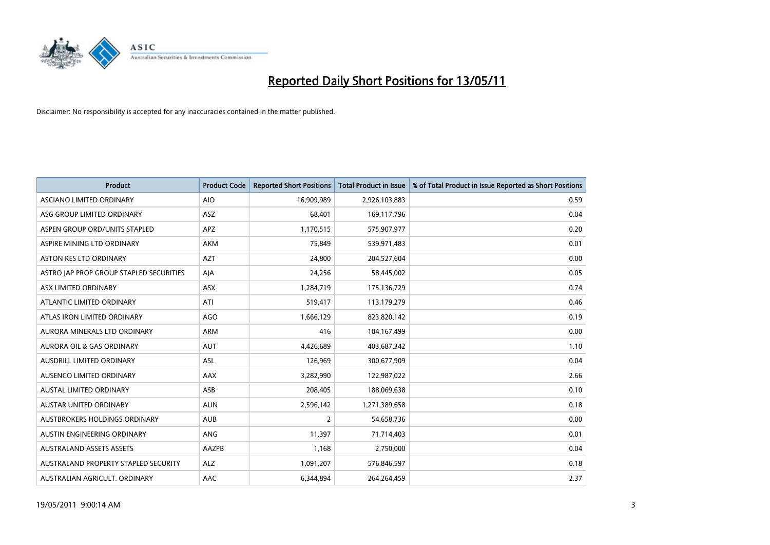# Reported Daily Short Positions for 13/05/11

Disclaimer: No responsibility is accepted for any inaccuracies contained in the matter published.

| Product | Product Code | Reported Short Positions | Total Product in Issue | % of Total Product in Issue Reported as Short Positions |
|---|---|---|---|---|
| ASCIANO LIMITED ORDINARY | AIO | 16,909,989 | 2,926,103,883 | 0.59 |
| ASG GROUP LIMITED ORDINARY | ASZ | 68,401 | 169,117,796 | 0.04 |
| ASPEN GROUP ORD/UNITS STAPLED | APZ | 1,170,515 | 575,907,977 | 0.20 |
| ASPIRE MINING LTD ORDINARY | AKM | 75,849 | 539,971,483 | 0.01 |
| ASTON RES LTD ORDINARY | AZT | 24,800 | 204,527,604 | 0.00 |
| ASTRO JAP PROP GROUP STAPLED SECURITIES | AJA | 24,256 | 58,445,002 | 0.05 |
| ASX LIMITED ORDINARY | ASX | 1,284,719 | 175,136,729 | 0.74 |
| ATLANTIC LIMITED ORDINARY | ATI | 519,417 | 113,179,279 | 0.46 |
| ATLAS IRON LIMITED ORDINARY | AGO | 1,666,129 | 823,820,142 | 0.19 |
| AURORA MINERALS LTD ORDINARY | ARM | 416 | 104,167,499 | 0.00 |
| AURORA OIL & GAS ORDINARY | AUT | 4,426,689 | 403,687,342 | 1.10 |
| AUSDRILL LIMITED ORDINARY | ASL | 126,969 | 300,677,909 | 0.04 |
| AUSENCO LIMITED ORDINARY | AAX | 3,282,990 | 122,987,022 | 2.66 |
| AUSTAL LIMITED ORDINARY | ASB | 208,405 | 188,069,638 | 0.10 |
| AUSTAR UNITED ORDINARY | AUN | 2,596,142 | 1,271,389,658 | 0.18 |
| AUSTBROKERS HOLDINGS ORDINARY | AUB | 2 | 54,658,736 | 0.00 |
| AUSTIN ENGINEERING ORDINARY | ANG | 11,397 | 71,714,403 | 0.01 |
| AUSTRALAND ASSETS ASSETS | AAZPB | 1,168 | 2,750,000 | 0.04 |
| AUSTRALAND PROPERTY STAPLED SECURITY | ALZ | 1,091,207 | 576,846,597 | 0.18 |
| AUSTRALIAN AGRICULT. ORDINARY | AAC | 6,344,894 | 264,264,459 | 2.37 |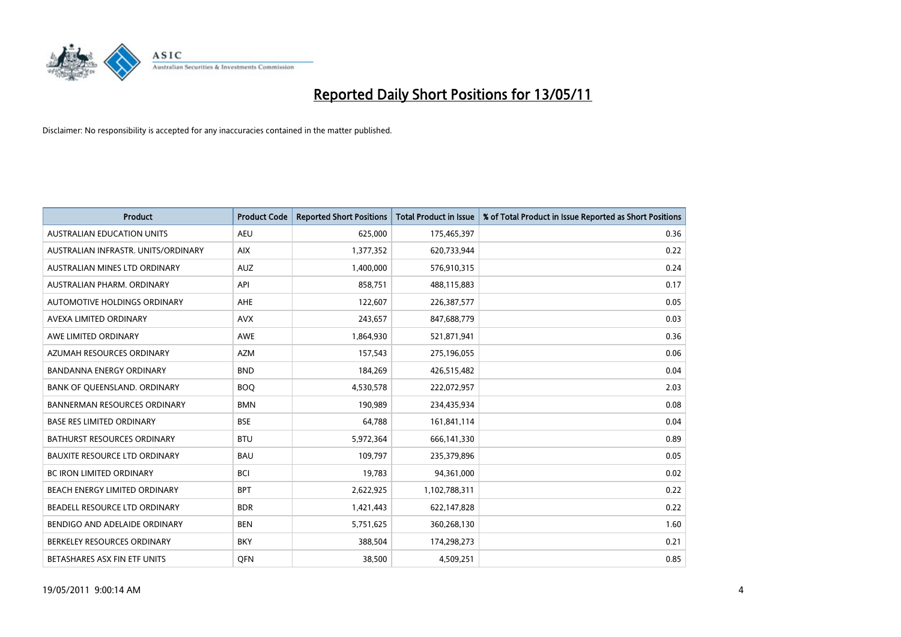# Reported Daily Short Positions for 13/05/11

Disclaimer: No responsibility is accepted for any inaccuracies contained in the matter published.

| Product | Product Code | Reported Short Positions | Total Product in Issue | % of Total Product in Issue Reported as Short Positions |
|---|---|---|---|---|
| AUSTRALIAN EDUCATION UNITS | AEU | 625,000 | 175,465,397 | 0.36 |
| AUSTRALIAN INFRASTR. UNITS/ORDINARY | AIX | 1,377,352 | 620,733,944 | 0.22 |
| AUSTRALIAN MINES LTD ORDINARY | AUZ | 1,400,000 | 576,910,315 | 0.24 |
| AUSTRALIAN PHARM. ORDINARY | API | 858,751 | 488,115,883 | 0.17 |
| AUTOMOTIVE HOLDINGS ORDINARY | AHE | 122,607 | 226,387,577 | 0.05 |
| AVEXA LIMITED ORDINARY | AVX | 243,657 | 847,688,779 | 0.03 |
| AWE LIMITED ORDINARY | AWE | 1,864,930 | 521,871,941 | 0.36 |
| AZUMAH RESOURCES ORDINARY | AZM | 157,543 | 275,196,055 | 0.06 |
| BANDANNA ENERGY ORDINARY | BND | 184,269 | 426,515,482 | 0.04 |
| BANK OF QUEENSLAND. ORDINARY | BOQ | 4,530,578 | 222,072,957 | 2.03 |
| BANNERMAN RESOURCES ORDINARY | BMN | 190,989 | 234,435,934 | 0.08 |
| BASE RES LIMITED ORDINARY | BSE | 64,788 | 161,841,114 | 0.04 |
| BATHURST RESOURCES ORDINARY | BTU | 5,972,364 | 666,141,330 | 0.89 |
| BAUXITE RESOURCE LTD ORDINARY | BAU | 109,797 | 235,379,896 | 0.05 |
| BC IRON LIMITED ORDINARY | BCI | 19,783 | 94,361,000 | 0.02 |
| BEACH ENERGY LIMITED ORDINARY | BPT | 2,622,925 | 1,102,788,311 | 0.22 |
| BEADELL RESOURCE LTD ORDINARY | BDR | 1,421,443 | 622,147,828 | 0.22 |
| BENDIGO AND ADELAIDE ORDINARY | BEN | 5,751,625 | 360,268,130 | 1.60 |
| BERKELEY RESOURCES ORDINARY | BKY | 388,504 | 174,298,273 | 0.21 |
| BETASHARES ASX FIN ETF UNITS | QFN | 38,500 | 4,509,251 | 0.85 |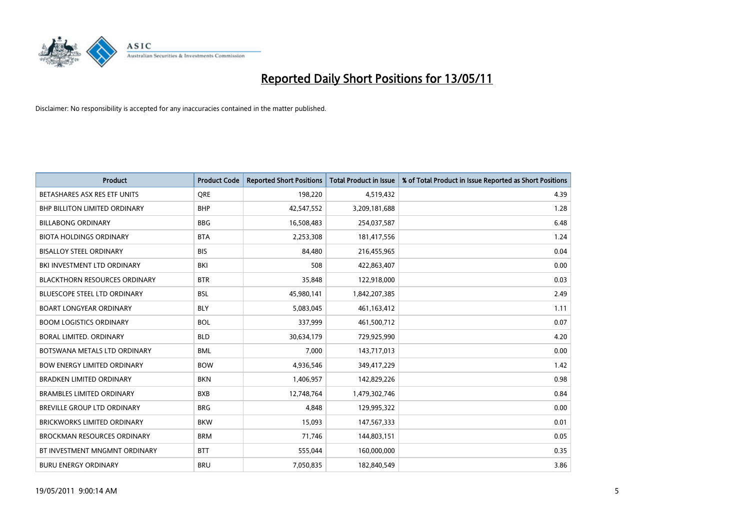# Reported Daily Short Positions for 13/05/11

Disclaimer: No responsibility is accepted for any inaccuracies contained in the matter published.

| Product | Product Code | Reported Short Positions | Total Product in Issue | % of Total Product in Issue Reported as Short Positions |
| --- | --- | --- | --- | --- |
| BETASHARES ASX RES ETF UNITS | QRE | 198,220 | 4,519,432 | 4.39 |
| BHP BILLITON LIMITED ORDINARY | BHP | 42,547,552 | 3,209,181,688 | 1.28 |
| BILLABONG ORDINARY | BBG | 16,508,483 | 254,037,587 | 6.48 |
| BIOTA HOLDINGS ORDINARY | BTA | 2,253,308 | 181,417,556 | 1.24 |
| BISALLOY STEEL ORDINARY | BIS | 84,480 | 216,455,965 | 0.04 |
| BKI INVESTMENT LTD ORDINARY | BKI | 508 | 422,863,407 | 0.00 |
| BLACKTHORN RESOURCES ORDINARY | BTR | 35,848 | 122,918,000 | 0.03 |
| BLUESCOPE STEEL LTD ORDINARY | BSL | 45,980,141 | 1,842,207,385 | 2.49 |
| BOART LONGYEAR ORDINARY | BLY | 5,083,045 | 461,163,412 | 1.11 |
| BOOM LOGISTICS ORDINARY | BOL | 337,999 | 461,500,712 | 0.07 |
| BORAL LIMITED. ORDINARY | BLD | 30,634,179 | 729,925,990 | 4.20 |
| BOTSWANA METALS LTD ORDINARY | BML | 7,000 | 143,717,013 | 0.00 |
| BOW ENERGY LIMITED ORDINARY | BOW | 4,936,546 | 349,417,229 | 1.42 |
| BRADKEN LIMITED ORDINARY | BKN | 1,406,957 | 142,829,226 | 0.98 |
| BRAMBLES LIMITED ORDINARY | BXB | 12,748,764 | 1,479,302,746 | 0.84 |
| BREVILLE GROUP LTD ORDINARY | BRG | 4,848 | 129,995,322 | 0.00 |
| BRICKWORKS LIMITED ORDINARY | BKW | 15,093 | 147,567,333 | 0.01 |
| BROCKMAN RESOURCES ORDINARY | BRM | 71,746 | 144,803,151 | 0.05 |
| BT INVESTMENT MNGMNT ORDINARY | BTT | 555,044 | 160,000,000 | 0.35 |
| BURU ENERGY ORDINARY | BRU | 7,050,835 | 182,840,549 | 3.86 |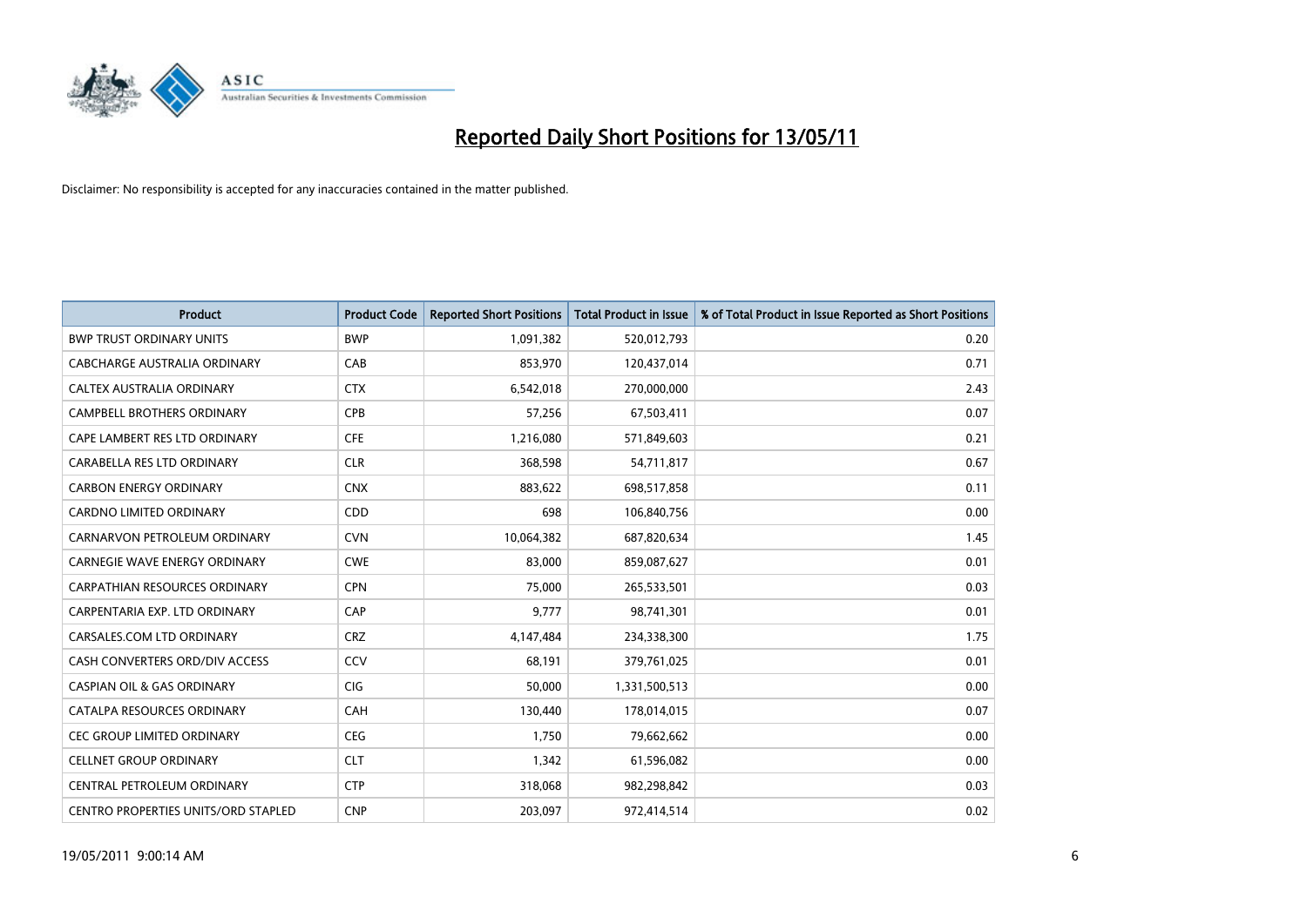# Reported Daily Short Positions for 13/05/11

Disclaimer: No responsibility is accepted for any inaccuracies contained in the matter published.

| Product | Product Code | Reported Short Positions | Total Product in Issue | % of Total Product in Issue Reported as Short Positions |
|---|---|---|---|---|
| BWP TRUST ORDINARY UNITS | BWP | 1,091,382 | 520,012,793 | 0.20 |
| CABCHARGE AUSTRALIA ORDINARY | CAB | 853,970 | 120,437,014 | 0.71 |
| CALTEX AUSTRALIA ORDINARY | CTX | 6,542,018 | 270,000,000 | 2.43 |
| CAMPBELL BROTHERS ORDINARY | CPB | 57,256 | 67,503,411 | 0.07 |
| CAPE LAMBERT RES LTD ORDINARY | CFE | 1,216,080 | 571,849,603 | 0.21 |
| CARABELLA RES LTD ORDINARY | CLR | 368,598 | 54,711,817 | 0.67 |
| CARBON ENERGY ORDINARY | CNX | 883,622 | 698,517,858 | 0.11 |
| CARDNO LIMITED ORDINARY | CDD | 698 | 106,840,756 | 0.00 |
| CARNARVON PETROLEUM ORDINARY | CVN | 10,064,382 | 687,820,634 | 1.45 |
| CARNEGIE WAVE ENERGY ORDINARY | CWE | 83,000 | 859,087,627 | 0.01 |
| CARPATHIAN RESOURCES ORDINARY | CPN | 75,000 | 265,533,501 | 0.03 |
| CARPENTARIA EXP. LTD ORDINARY | CAP | 9,777 | 98,741,301 | 0.01 |
| CARSALES.COM LTD ORDINARY | CRZ | 4,147,484 | 234,338,300 | 1.75 |
| CASH CONVERTERS ORD/DIV ACCESS | CCV | 68,191 | 379,761,025 | 0.01 |
| CASPIAN OIL & GAS ORDINARY | CIG | 50,000 | 1,331,500,513 | 0.00 |
| CATALPA RESOURCES ORDINARY | CAH | 130,440 | 178,014,015 | 0.07 |
| CEC GROUP LIMITED ORDINARY | CEG | 1,750 | 79,662,662 | 0.00 |
| CELLNET GROUP ORDINARY | CLT | 1,342 | 61,596,082 | 0.00 |
| CENTRAL PETROLEUM ORDINARY | CTP | 318,068 | 982,298,842 | 0.03 |
| CENTRO PROPERTIES UNITS/ORD STAPLED | CNP | 203,097 | 972,414,514 | 0.02 |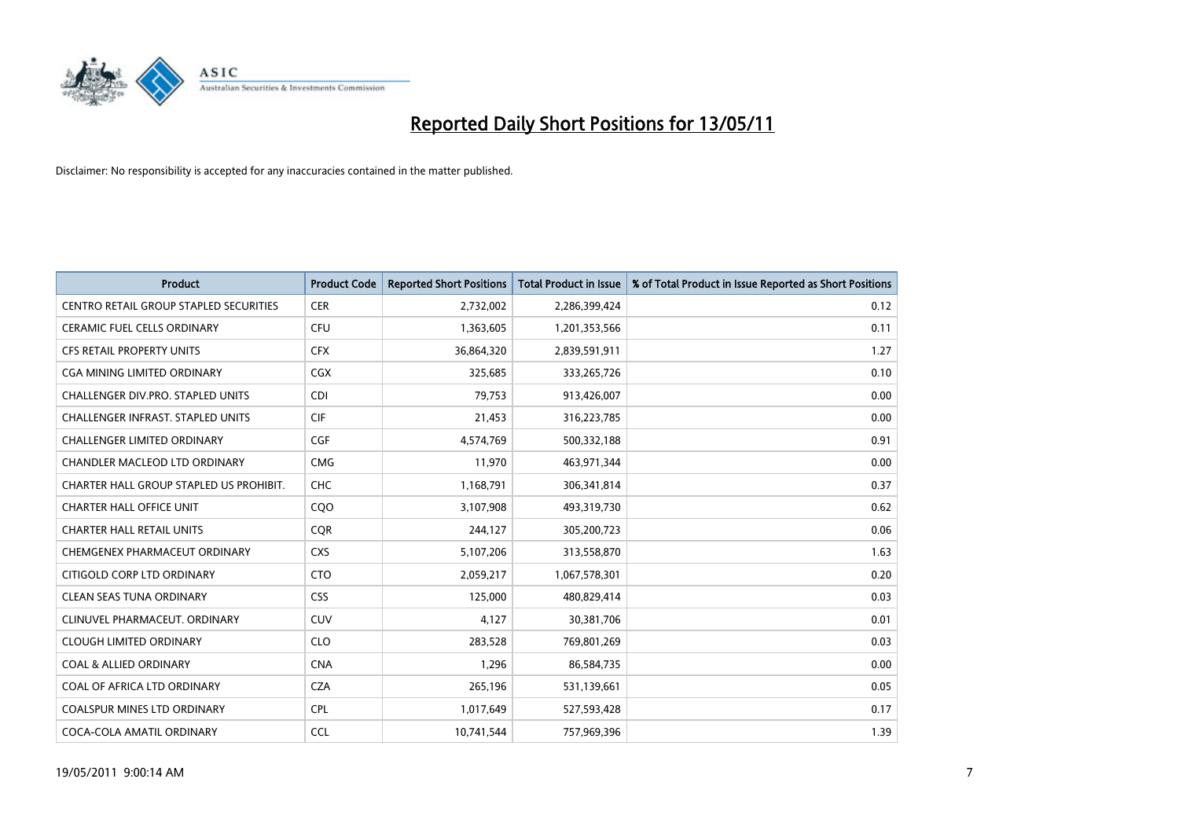# Reported Daily Short Positions for 13/05/11

Disclaimer: No responsibility is accepted for any inaccuracies contained in the matter published.

| Product | Product Code | Reported Short Positions | Total Product in Issue | % of Total Product in Issue Reported as Short Positions |
|---|---|---|---|---|
| CENTRO RETAIL GROUP STAPLED SECURITIES | CER | 2,732,002 | 2,286,399,424 | 0.12 |
| CERAMIC FUEL CELLS ORDINARY | CFU | 1,363,605 | 1,201,353,566 | 0.11 |
| CFS RETAIL PROPERTY UNITS | CFX | 36,864,320 | 2,839,591,911 | 1.27 |
| CGA MINING LIMITED ORDINARY | CGX | 325,685 | 333,265,726 | 0.10 |
| CHALLENGER DIV.PRO. STAPLED UNITS | CDI | 79,753 | 913,426,007 | 0.00 |
| CHALLENGER INFRAST. STAPLED UNITS | CIF | 21,453 | 316,223,785 | 0.00 |
| CHALLENGER LIMITED ORDINARY | CGF | 4,574,769 | 500,332,188 | 0.91 |
| CHANDLER MACLEOD LTD ORDINARY | CMG | 11,970 | 463,971,344 | 0.00 |
| CHARTER HALL GROUP STAPLED US PROHIBIT. | CHC | 1,168,791 | 306,341,814 | 0.37 |
| CHARTER HALL OFFICE UNIT | CQO | 3,107,908 | 493,319,730 | 0.62 |
| CHARTER HALL RETAIL UNITS | CQR | 244,127 | 305,200,723 | 0.06 |
| CHEMGENEX PHARMACEUT ORDINARY | CXS | 5,107,206 | 313,558,870 | 1.63 |
| CITIGOLD CORP LTD ORDINARY | CTO | 2,059,217 | 1,067,578,301 | 0.20 |
| CLEAN SEAS TUNA ORDINARY | CSS | 125,000 | 480,829,414 | 0.03 |
| CLINUVEL PHARMACEUT. ORDINARY | CUV | 4,127 | 30,381,706 | 0.01 |
| CLOUGH LIMITED ORDINARY | CLO | 283,528 | 769,801,269 | 0.03 |
| COAL & ALLIED ORDINARY | CNA | 1,296 | 86,584,735 | 0.00 |
| COAL OF AFRICA LTD ORDINARY | CZA | 265,196 | 531,139,661 | 0.05 |
| COALSPUR MINES LTD ORDINARY | CPL | 1,017,649 | 527,593,428 | 0.17 |
| COCA-COLA AMATIL ORDINARY | CCL | 10,741,544 | 757,969,396 | 1.39 |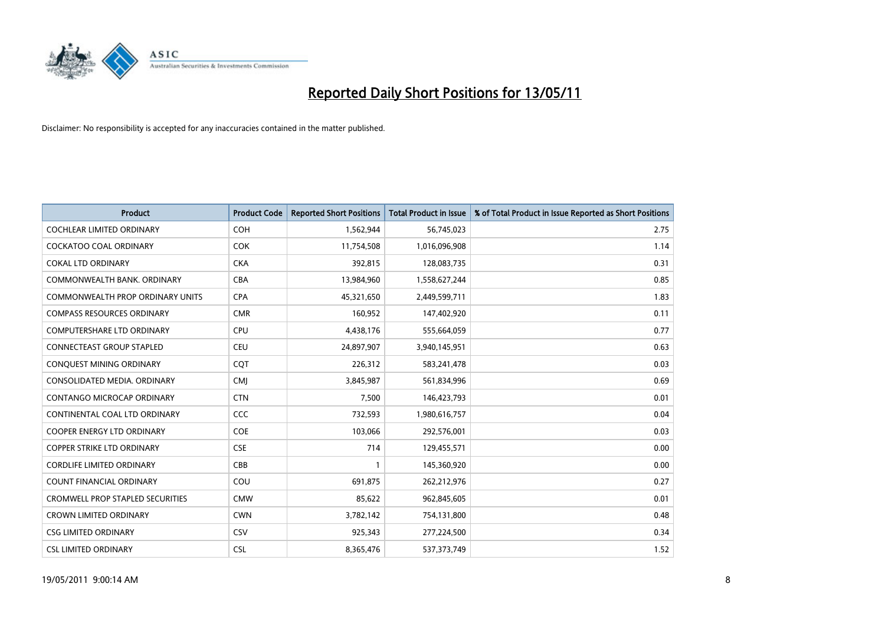# Reported Daily Short Positions for 13/05/11

Disclaimer: No responsibility is accepted for any inaccuracies contained in the matter published.

| Product | Product Code | Reported Short Positions | Total Product in Issue | % of Total Product in Issue Reported as Short Positions |
|---|---|---|---|---|
| COCHLEAR LIMITED ORDINARY | COH | 1,562,944 | 56,745,023 | 2.75 |
| COCKATOO COAL ORDINARY | COK | 11,754,508 | 1,016,096,908 | 1.14 |
| COKAL LTD ORDINARY | CKA | 392,815 | 128,083,735 | 0.31 |
| COMMONWEALTH BANK. ORDINARY | CBA | 13,984,960 | 1,558,627,244 | 0.85 |
| COMMONWEALTH PROP ORDINARY UNITS | CPA | 45,321,650 | 2,449,599,711 | 1.83 |
| COMPASS RESOURCES ORDINARY | CMR | 160,952 | 147,402,920 | 0.11 |
| COMPUTERSHARE LTD ORDINARY | CPU | 4,438,176 | 555,664,059 | 0.77 |
| CONNECTEAST GROUP STAPLED | CEU | 24,897,907 | 3,940,145,951 | 0.63 |
| CONQUEST MINING ORDINARY | CQT | 226,312 | 583,241,478 | 0.03 |
| CONSOLIDATED MEDIA. ORDINARY | CMJ | 3,845,987 | 561,834,996 | 0.69 |
| CONTANGO MICROCAP ORDINARY | CTN | 7,500 | 146,423,793 | 0.01 |
| CONTINENTAL COAL LTD ORDINARY | CCC | 732,593 | 1,980,616,757 | 0.04 |
| COOPER ENERGY LTD ORDINARY | COE | 103,066 | 292,576,001 | 0.03 |
| COPPER STRIKE LTD ORDINARY | CSE | 714 | 129,455,571 | 0.00 |
| CORDLIFE LIMITED ORDINARY | CBB | 1 | 145,360,920 | 0.00 |
| COUNT FINANCIAL ORDINARY | COU | 691,875 | 262,212,976 | 0.27 |
| CROMWELL PROP STAPLED SECURITIES | CMW | 85,622 | 962,845,605 | 0.01 |
| CROWN LIMITED ORDINARY | CWN | 3,782,142 | 754,131,800 | 0.48 |
| CSG LIMITED ORDINARY | CSV | 925,343 | 277,224,500 | 0.34 |
| CSL LIMITED ORDINARY | CSL | 8,365,476 | 537,373,749 | 1.52 |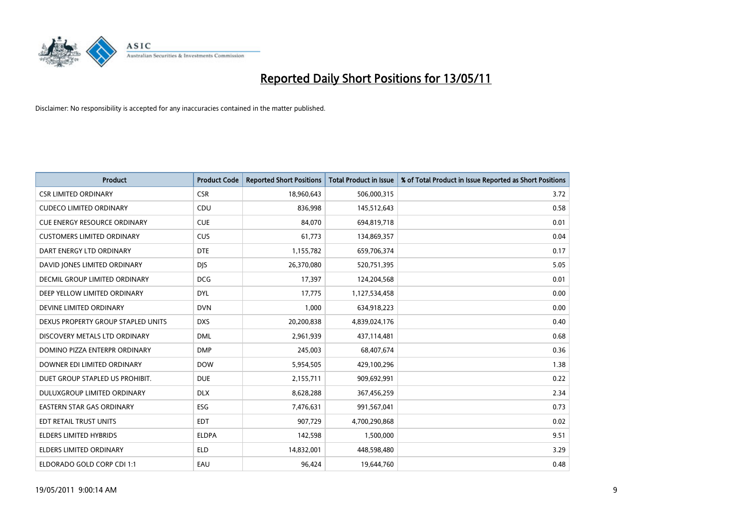# Reported Daily Short Positions for 13/05/11

Disclaimer: No responsibility is accepted for any inaccuracies contained in the matter published.

| Product | Product Code | Reported Short Positions | Total Product in Issue | % of Total Product in Issue Reported as Short Positions |
| --- | --- | --- | --- | --- |
| CSR LIMITED ORDINARY | CSR | 18,960,643 | 506,000,315 | 3.72 |
| CUDECO LIMITED ORDINARY | CDU | 836,998 | 145,512,643 | 0.58 |
| CUE ENERGY RESOURCE ORDINARY | CUE | 84,070 | 694,819,718 | 0.01 |
| CUSTOMERS LIMITED ORDINARY | CUS | 61,773 | 134,869,357 | 0.04 |
| DART ENERGY LTD ORDINARY | DTE | 1,155,782 | 659,706,374 | 0.17 |
| DAVID JONES LIMITED ORDINARY | DJS | 26,370,080 | 520,751,395 | 5.05 |
| DECMIL GROUP LIMITED ORDINARY | DCG | 17,397 | 124,204,568 | 0.01 |
| DEEP YELLOW LIMITED ORDINARY | DYL | 17,775 | 1,127,534,458 | 0.00 |
| DEVINE LIMITED ORDINARY | DVN | 1,000 | 634,918,223 | 0.00 |
| DEXUS PROPERTY GROUP STAPLED UNITS | DXS | 20,200,838 | 4,839,024,176 | 0.40 |
| DISCOVERY METALS LTD ORDINARY | DML | 2,961,939 | 437,114,481 | 0.68 |
| DOMINO PIZZA ENTERPR ORDINARY | DMP | 245,003 | 68,407,674 | 0.36 |
| DOWNER EDI LIMITED ORDINARY | DOW | 5,954,505 | 429,100,296 | 1.38 |
| DUET GROUP STAPLED US PROHIBIT. | DUE | 2,155,711 | 909,692,991 | 0.22 |
| DULUXGROUP LIMITED ORDINARY | DLX | 8,628,288 | 367,456,259 | 2.34 |
| EASTERN STAR GAS ORDINARY | ESG | 7,476,631 | 991,567,041 | 0.73 |
| EDT RETAIL TRUST UNITS | EDT | 907,729 | 4,700,290,868 | 0.02 |
| ELDERS LIMITED HYBRIDS | ELDPA | 142,598 | 1,500,000 | 9.51 |
| ELDERS LIMITED ORDINARY | ELD | 14,832,001 | 448,598,480 | 3.29 |
| ELDORADO GOLD CORP CDI 1:1 | EAU | 96,424 | 19,644,760 | 0.48 |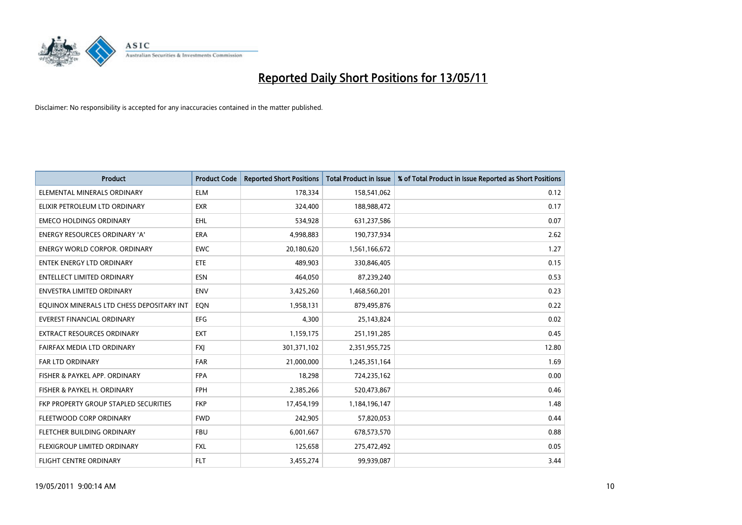# Reported Daily Short Positions for 13/05/11

Disclaimer: No responsibility is accepted for any inaccuracies contained in the matter published.

| Product | Product Code | Reported Short Positions | Total Product in Issue | % of Total Product in Issue Reported as Short Positions |
|---|---|---|---|---|
| ELEMENTAL MINERALS ORDINARY | ELM | 178,334 | 158,541,062 | 0.12 |
| ELIXIR PETROLEUM LTD ORDINARY | EXR | 324,400 | 188,988,472 | 0.17 |
| EMECO HOLDINGS ORDINARY | EHL | 534,928 | 631,237,586 | 0.07 |
| ENERGY RESOURCES ORDINARY 'A' | ERA | 4,998,883 | 190,737,934 | 2.62 |
| ENERGY WORLD CORPOR. ORDINARY | EWC | 20,180,620 | 1,561,166,672 | 1.27 |
| ENTEK ENERGY LTD ORDINARY | ETE | 489,903 | 330,846,405 | 0.15 |
| ENTELLECT LIMITED ORDINARY | ESN | 464,050 | 87,239,240 | 0.53 |
| ENVESTRA LIMITED ORDINARY | ENV | 3,425,260 | 1,468,560,201 | 0.23 |
| EQUINOX MINERALS LTD CHESS DEPOSITARY INT | EQN | 1,958,131 | 879,495,876 | 0.22 |
| EVEREST FINANCIAL ORDINARY | EFG | 4,300 | 25,143,824 | 0.02 |
| EXTRACT RESOURCES ORDINARY | EXT | 1,159,175 | 251,191,285 | 0.45 |
| FAIRFAX MEDIA LTD ORDINARY | FXJ | 301,371,102 | 2,351,955,725 | 12.80 |
| FAR LTD ORDINARY | FAR | 21,000,000 | 1,245,351,164 | 1.69 |
| FISHER & PAYKEL APP. ORDINARY | FPA | 18,298 | 724,235,162 | 0.00 |
| FISHER & PAYKEL H. ORDINARY | FPH | 2,385,266 | 520,473,867 | 0.46 |
| FKP PROPERTY GROUP STAPLED SECURITIES | FKP | 17,454,199 | 1,184,196,147 | 1.48 |
| FLEETWOOD CORP ORDINARY | FWD | 242,905 | 57,820,053 | 0.44 |
| FLETCHER BUILDING ORDINARY | FBU | 6,001,667 | 678,573,570 | 0.88 |
| FLEXIGROUP LIMITED ORDINARY | FXL | 125,658 | 275,472,492 | 0.05 |
| FLIGHT CENTRE ORDINARY | FLT | 3,455,274 | 99,939,087 | 3.44 |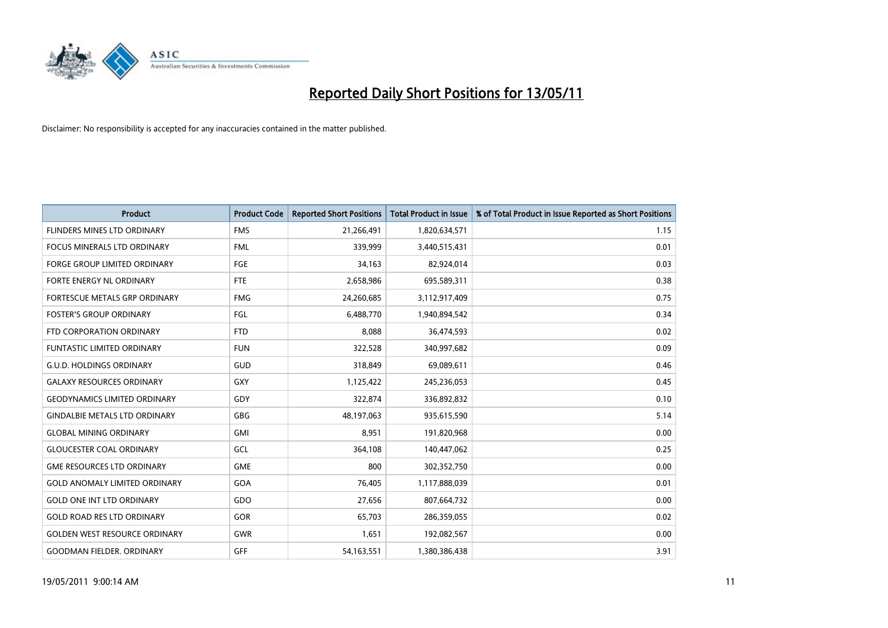# Reported Daily Short Positions for 13/05/11

Disclaimer: No responsibility is accepted for any inaccuracies contained in the matter published.

| Product | Product Code | Reported Short Positions | Total Product in Issue | % of Total Product in Issue Reported as Short Positions |
|---|---|---|---|---|
| FLINDERS MINES LTD ORDINARY | FMS | 21,266,491 | 1,820,634,571 | 1.15 |
| FOCUS MINERALS LTD ORDINARY | FML | 339,999 | 3,440,515,431 | 0.01 |
| FORGE GROUP LIMITED ORDINARY | FGE | 34,163 | 82,924,014 | 0.03 |
| FORTE ENERGY NL ORDINARY | FTE | 2,658,986 | 695,589,311 | 0.38 |
| FORTESCUE METALS GRP ORDINARY | FMG | 24,260,685 | 3,112,917,409 | 0.75 |
| FOSTER'S GROUP ORDINARY | FGL | 6,488,770 | 1,940,894,542 | 0.34 |
| FTD CORPORATION ORDINARY | FTD | 8,088 | 36,474,593 | 0.02 |
| FUNTASTIC LIMITED ORDINARY | FUN | 322,528 | 340,997,682 | 0.09 |
| G.U.D. HOLDINGS ORDINARY | GUD | 318,849 | 69,089,611 | 0.46 |
| GALAXY RESOURCES ORDINARY | GXY | 1,125,422 | 245,236,053 | 0.45 |
| GEODYNAMICS LIMITED ORDINARY | GDY | 322,874 | 336,892,832 | 0.10 |
| GINDALBIE METALS LTD ORDINARY | GBG | 48,197,063 | 935,615,590 | 5.14 |
| GLOBAL MINING ORDINARY | GMI | 8,951 | 191,820,968 | 0.00 |
| GLOUCESTER COAL ORDINARY | GCL | 364,108 | 140,447,062 | 0.25 |
| GME RESOURCES LTD ORDINARY | GME | 800 | 302,352,750 | 0.00 |
| GOLD ANOMALY LIMITED ORDINARY | GOA | 76,405 | 1,117,888,039 | 0.01 |
| GOLD ONE INT LTD ORDINARY | GDO | 27,656 | 807,664,732 | 0.00 |
| GOLD ROAD RES LTD ORDINARY | GOR | 65,703 | 286,359,055 | 0.02 |
| GOLDEN WEST RESOURCE ORDINARY | GWR | 1,651 | 192,082,567 | 0.00 |
| GOODMAN FIELDER. ORDINARY | GFF | 54,163,551 | 1,380,386,438 | 3.91 |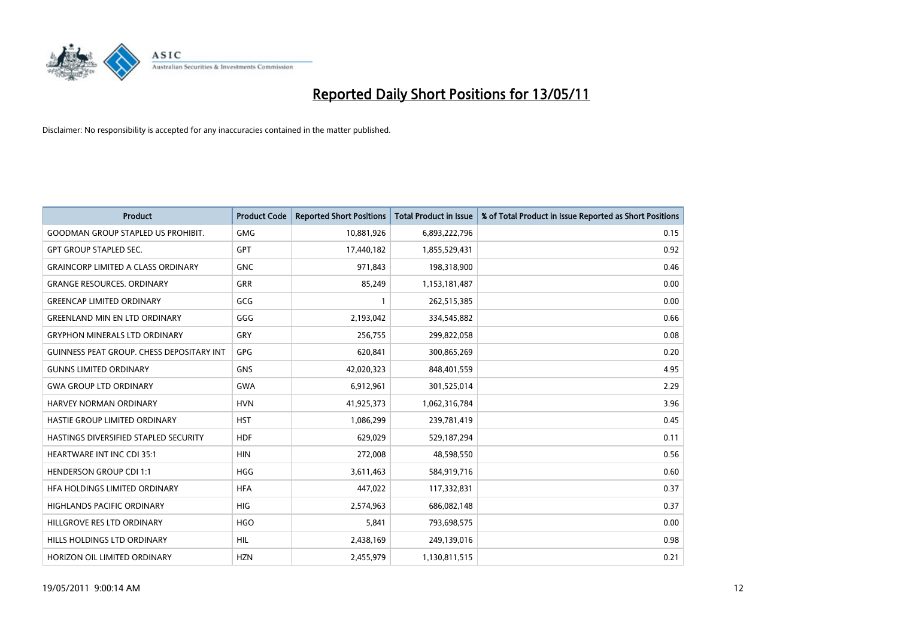# Reported Daily Short Positions for 13/05/11

Disclaimer: No responsibility is accepted for any inaccuracies contained in the matter published.

| Product | Product Code | Reported Short Positions | Total Product in Issue | % of Total Product in Issue Reported as Short Positions |
|---|---|---|---|---|
| GOODMAN GROUP STAPLED US PROHIBIT. | GMG | 10,881,926 | 6,893,222,796 | 0.15 |
| GPT GROUP STAPLED SEC. | GPT | 17,440,182 | 1,855,529,431 | 0.92 |
| GRAINCORP LIMITED A CLASS ORDINARY | GNC | 971,843 | 198,318,900 | 0.46 |
| GRANGE RESOURCES. ORDINARY | GRR | 85,249 | 1,153,181,487 | 0.00 |
| GREENCAP LIMITED ORDINARY | GCG | 1 | 262,515,385 | 0.00 |
| GREENLAND MIN EN LTD ORDINARY | GGG | 2,193,042 | 334,545,882 | 0.66 |
| GRYPHON MINERALS LTD ORDINARY | GRY | 256,755 | 299,822,058 | 0.08 |
| GUINNESS PEAT GROUP. CHESS DEPOSITARY INT | GPG | 620,841 | 300,865,269 | 0.20 |
| GUNNS LIMITED ORDINARY | GNS | 42,020,323 | 848,401,559 | 4.95 |
| GWA GROUP LTD ORDINARY | GWA | 6,912,961 | 301,525,014 | 2.29 |
| HARVEY NORMAN ORDINARY | HVN | 41,925,373 | 1,062,316,784 | 3.96 |
| HASTIE GROUP LIMITED ORDINARY | HST | 1,086,299 | 239,781,419 | 0.45 |
| HASTINGS DIVERSIFIED STAPLED SECURITY | HDF | 629,029 | 529,187,294 | 0.11 |
| HEARTWARE INT INC CDI 35:1 | HIN | 272,008 | 48,598,550 | 0.56 |
| HENDERSON GROUP CDI 1:1 | HGG | 3,611,463 | 584,919,716 | 0.60 |
| HFA HOLDINGS LIMITED ORDINARY | HFA | 447,022 | 117,332,831 | 0.37 |
| HIGHLANDS PACIFIC ORDINARY | HIG | 2,574,963 | 686,082,148 | 0.37 |
| HILLGROVE RES LTD ORDINARY | HGO | 5,841 | 793,698,575 | 0.00 |
| HILLS HOLDINGS LTD ORDINARY | HIL | 2,438,169 | 249,139,016 | 0.98 |
| HORIZON OIL LIMITED ORDINARY | HZN | 2,455,979 | 1,130,811,515 | 0.21 |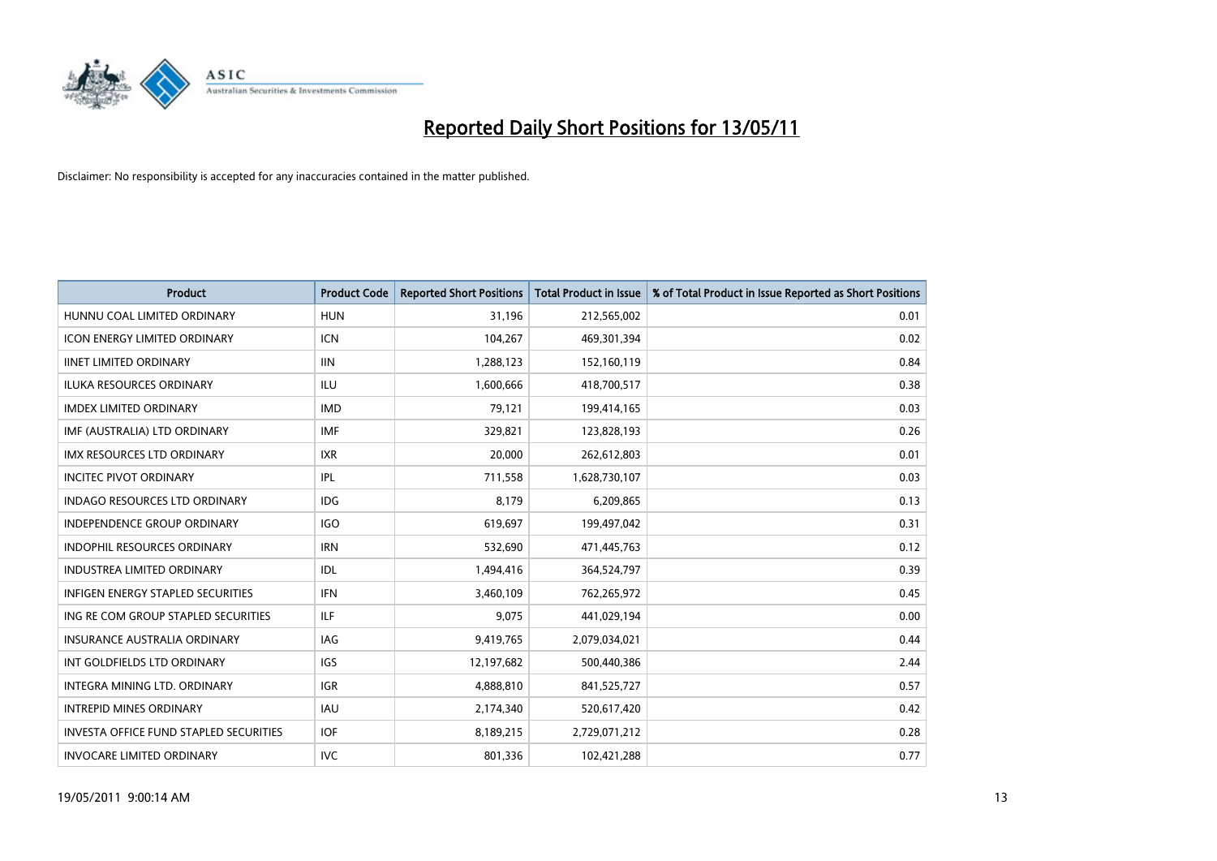# Reported Daily Short Positions for 13/05/11

Disclaimer: No responsibility is accepted for any inaccuracies contained in the matter published.

| Product | Product Code | Reported Short Positions | Total Product in Issue | % of Total Product in Issue Reported as Short Positions |
|---|---|---|---|---|
| HUNNU COAL LIMITED ORDINARY | HUN | 31,196 | 212,565,002 | 0.01 |
| ICON ENERGY LIMITED ORDINARY | ICN | 104,267 | 469,301,394 | 0.02 |
| IINET LIMITED ORDINARY | IIN | 1,288,123 | 152,160,119 | 0.84 |
| ILUKA RESOURCES ORDINARY | ILU | 1,600,666 | 418,700,517 | 0.38 |
| IMDEX LIMITED ORDINARY | IMD | 79,121 | 199,414,165 | 0.03 |
| IMF (AUSTRALIA) LTD ORDINARY | IMF | 329,821 | 123,828,193 | 0.26 |
| IMX RESOURCES LTD ORDINARY | IXR | 20,000 | 262,612,803 | 0.01 |
| INCITEC PIVOT ORDINARY | IPL | 711,558 | 1,628,730,107 | 0.03 |
| INDAGO RESOURCES LTD ORDINARY | IDG | 8,179 | 6,209,865 | 0.13 |
| INDEPENDENCE GROUP ORDINARY | IGO | 619,697 | 199,497,042 | 0.31 |
| INDOPHIL RESOURCES ORDINARY | IRN | 532,690 | 471,445,763 | 0.12 |
| INDUSTREA LIMITED ORDINARY | IDL | 1,494,416 | 364,524,797 | 0.39 |
| INFIGEN ENERGY STAPLED SECURITIES | IFN | 3,460,109 | 762,265,972 | 0.45 |
| ING RE COM GROUP STAPLED SECURITIES | ILF | 9,075 | 441,029,194 | 0.00 |
| INSURANCE AUSTRALIA ORDINARY | IAG | 9,419,765 | 2,079,034,021 | 0.44 |
| INT GOLDFIELDS LTD ORDINARY | IGS | 12,197,682 | 500,440,386 | 2.44 |
| INTEGRA MINING LTD. ORDINARY | IGR | 4,888,810 | 841,525,727 | 0.57 |
| INTREPID MINES ORDINARY | IAU | 2,174,340 | 520,617,420 | 0.42 |
| INVESTA OFFICE FUND STAPLED SECURITIES | IOF | 8,189,215 | 2,729,071,212 | 0.28 |
| INVOCARE LIMITED ORDINARY | IVC | 801,336 | 102,421,288 | 0.77 |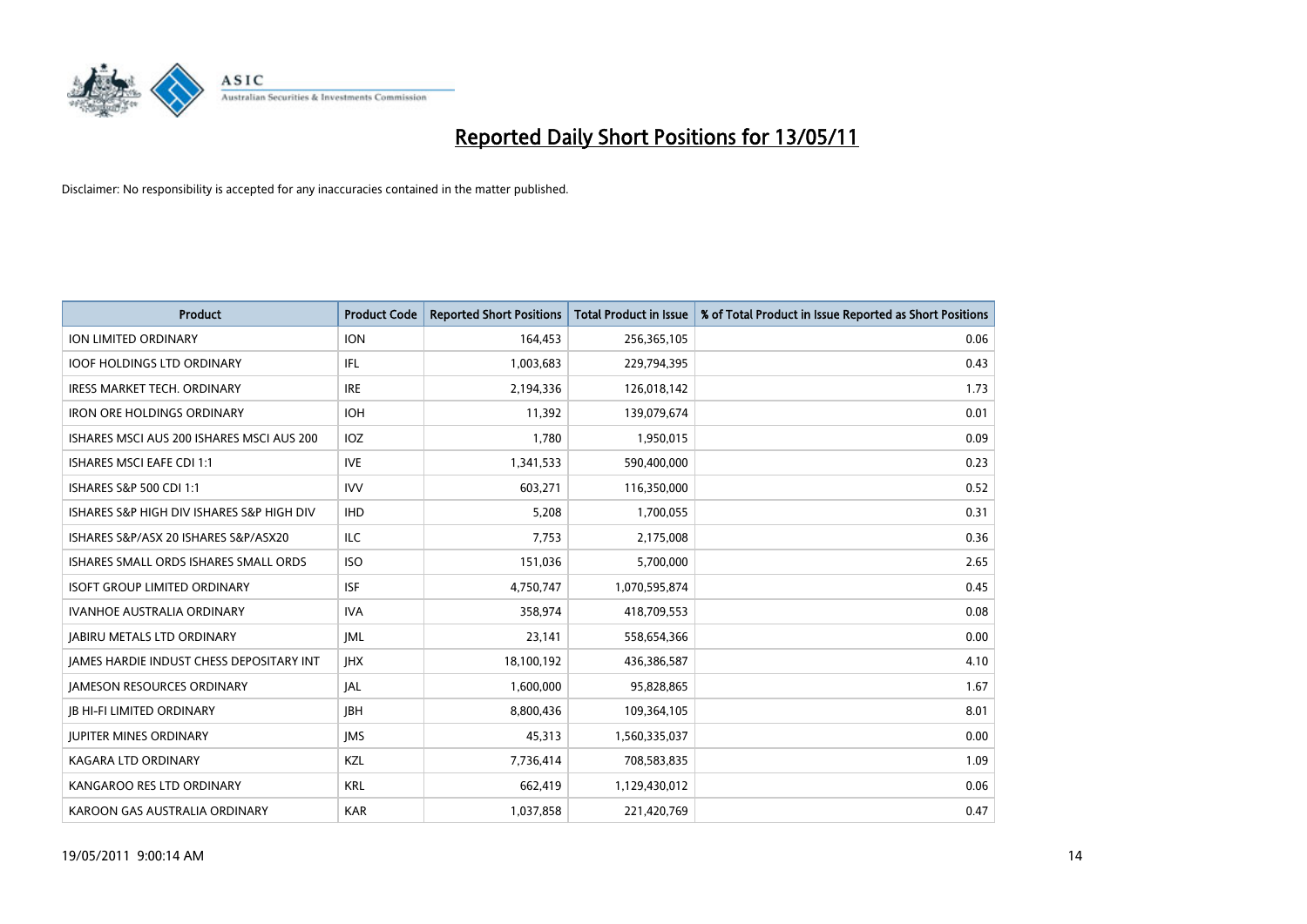# Reported Daily Short Positions for 13/05/11

Disclaimer: No responsibility is accepted for any inaccuracies contained in the matter published.

| Product | Product Code | Reported Short Positions | Total Product in Issue | % of Total Product in Issue Reported as Short Positions |
|---|---|---|---|---|
| ION LIMITED ORDINARY | ION | 164,453 | 256,365,105 | 0.06 |
| IOOF HOLDINGS LTD ORDINARY | IFL | 1,003,683 | 229,794,395 | 0.43 |
| IRESS MARKET TECH. ORDINARY | IRE | 2,194,336 | 126,018,142 | 1.73 |
| IRON ORE HOLDINGS ORDINARY | IOH | 11,392 | 139,079,674 | 0.01 |
| ISHARES MSCI AUS 200 ISHARES MSCI AUS 200 | IOZ | 1,780 | 1,950,015 | 0.09 |
| ISHARES MSCI EAFE CDI 1:1 | IVE | 1,341,533 | 590,400,000 | 0.23 |
| ISHARES S&P 500 CDI 1:1 | IVV | 603,271 | 116,350,000 | 0.52 |
| ISHARES S&P HIGH DIV ISHARES S&P HIGH DIV | IHD | 5,208 | 1,700,055 | 0.31 |
| ISHARES S&P/ASX 20 ISHARES S&P/ASX20 | ILC | 7,753 | 2,175,008 | 0.36 |
| ISHARES SMALL ORDS ISHARES SMALL ORDS | ISO | 151,036 | 5,700,000 | 2.65 |
| ISOFT GROUP LIMITED ORDINARY | ISF | 4,750,747 | 1,070,595,874 | 0.45 |
| IVANHOE AUSTRALIA ORDINARY | IVA | 358,974 | 418,709,553 | 0.08 |
| JABIRU METALS LTD ORDINARY | JML | 23,141 | 558,654,366 | 0.00 |
| JAMES HARDIE INDUST CHESS DEPOSITARY INT | JHX | 18,100,192 | 436,386,587 | 4.10 |
| JAMESON RESOURCES ORDINARY | JAL | 1,600,000 | 95,828,865 | 1.67 |
| JB HI-FI LIMITED ORDINARY | JBH | 8,800,436 | 109,364,105 | 8.01 |
| JUPITER MINES ORDINARY | JMS | 45,313 | 1,560,335,037 | 0.00 |
| KAGARA LTD ORDINARY | KZL | 7,736,414 | 708,583,835 | 1.09 |
| KANGAROO RES LTD ORDINARY | KRL | 662,419 | 1,129,430,012 | 0.06 |
| KAROON GAS AUSTRALIA ORDINARY | KAR | 1,037,858 | 221,420,769 | 0.47 |

19/05/2011 9:00:14 AM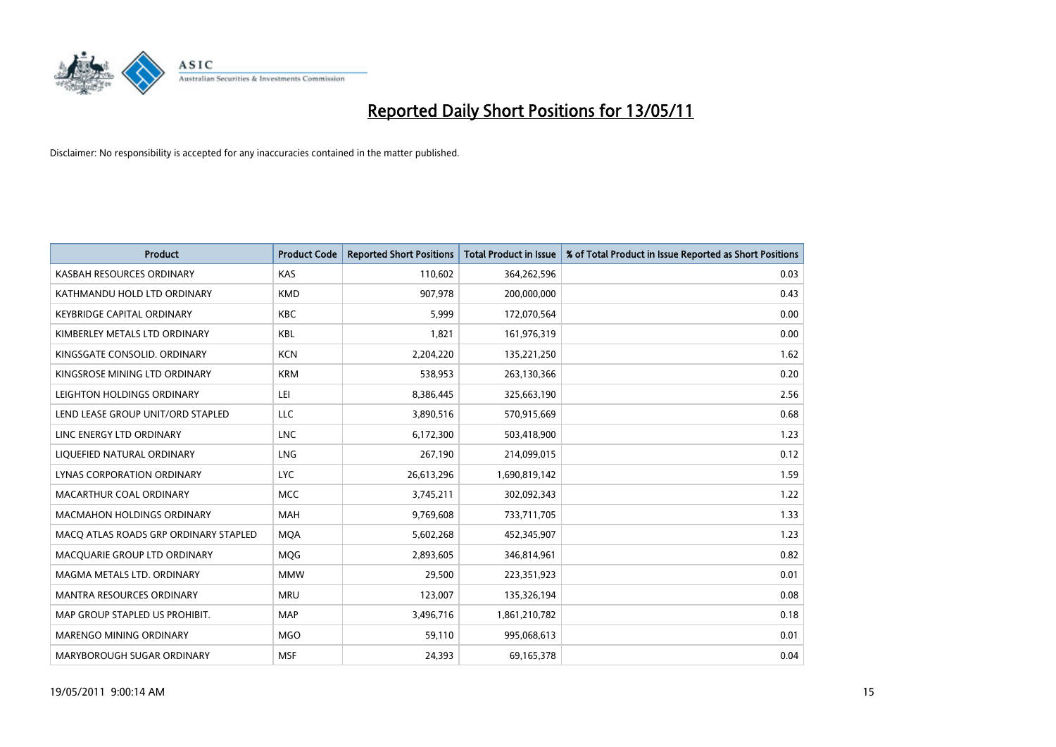# Reported Daily Short Positions for 13/05/11

Disclaimer: No responsibility is accepted for any inaccuracies contained in the matter published.

| Product | Product Code | Reported Short Positions | Total Product in Issue | % of Total Product in Issue Reported as Short Positions |
|---|---|---|---|---|
| KASBAH RESOURCES ORDINARY | KAS | 110,602 | 364,262,596 | 0.03 |
| KATHMANDU HOLD LTD ORDINARY | KMD | 907,978 | 200,000,000 | 0.43 |
| KEYBRIDGE CAPITAL ORDINARY | KBC | 5,999 | 172,070,564 | 0.00 |
| KIMBERLEY METALS LTD ORDINARY | KBL | 1,821 | 161,976,319 | 0.00 |
| KINGSGATE CONSOLID. ORDINARY | KCN | 2,204,220 | 135,221,250 | 1.62 |
| KINGSROSE MINING LTD ORDINARY | KRM | 538,953 | 263,130,366 | 0.20 |
| LEIGHTON HOLDINGS ORDINARY | LEI | 8,386,445 | 325,663,190 | 2.56 |
| LEND LEASE GROUP UNIT/ORD STAPLED | LLC | 3,890,516 | 570,915,669 | 0.68 |
| LINC ENERGY LTD ORDINARY | LNC | 6,172,300 | 503,418,900 | 1.23 |
| LIQUEFIED NATURAL ORDINARY | LNG | 267,190 | 214,099,015 | 0.12 |
| LYNAS CORPORATION ORDINARY | LYC | 26,613,296 | 1,690,819,142 | 1.59 |
| MACARTHUR COAL ORDINARY | MCC | 3,745,211 | 302,092,343 | 1.22 |
| MACMAHON HOLDINGS ORDINARY | MAH | 9,769,608 | 733,711,705 | 1.33 |
| MACQ ATLAS ROADS GRP ORDINARY STAPLED | MQA | 5,602,268 | 452,345,907 | 1.23 |
| MACQUARIE GROUP LTD ORDINARY | MQG | 2,893,605 | 346,814,961 | 0.82 |
| MAGMA METALS LTD. ORDINARY | MMW | 29,500 | 223,351,923 | 0.01 |
| MANTRA RESOURCES ORDINARY | MRU | 123,007 | 135,326,194 | 0.08 |
| MAP GROUP STAPLED US PROHIBIT. | MAP | 3,496,716 | 1,861,210,782 | 0.18 |
| MARENGO MINING ORDINARY | MGO | 59,110 | 995,068,613 | 0.01 |
| MARYBOROUGH SUGAR ORDINARY | MSF | 24,393 | 69,165,378 | 0.04 |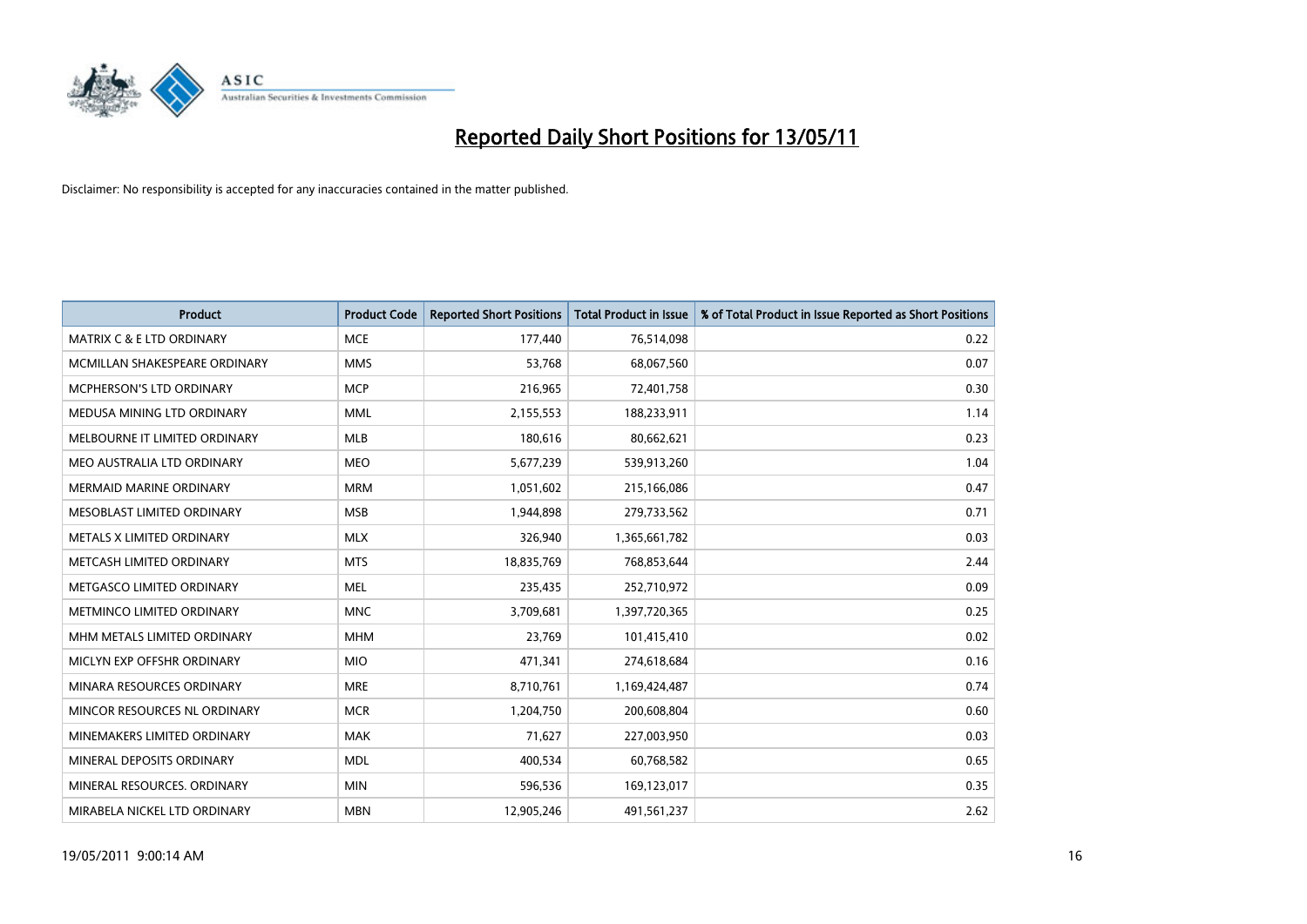# Reported Daily Short Positions for 13/05/11

Disclaimer: No responsibility is accepted for any inaccuracies contained in the matter published.

| Product | Product Code | Reported Short Positions | Total Product in Issue | % of Total Product in Issue Reported as Short Positions |
|---|---|---|---|---|
| MATRIX C & E LTD ORDINARY | MCE | 177,440 | 76,514,098 | 0.22 |
| MCMILLAN SHAKESPEARE ORDINARY | MMS | 53,768 | 68,067,560 | 0.07 |
| MCPHERSON'S LTD ORDINARY | MCP | 216,965 | 72,401,758 | 0.30 |
| MEDUSA MINING LTD ORDINARY | MML | 2,155,553 | 188,233,911 | 1.14 |
| MELBOURNE IT LIMITED ORDINARY | MLB | 180,616 | 80,662,621 | 0.23 |
| MEO AUSTRALIA LTD ORDINARY | MEO | 5,677,239 | 539,913,260 | 1.04 |
| MERMAID MARINE ORDINARY | MRM | 1,051,602 | 215,166,086 | 0.47 |
| MESOBLAST LIMITED ORDINARY | MSB | 1,944,898 | 279,733,562 | 0.71 |
| METALS X LIMITED ORDINARY | MLX | 326,940 | 1,365,661,782 | 0.03 |
| METCASH LIMITED ORDINARY | MTS | 18,835,769 | 768,853,644 | 2.44 |
| METGASCO LIMITED ORDINARY | MEL | 235,435 | 252,710,972 | 0.09 |
| METMINCO LIMITED ORDINARY | MNC | 3,709,681 | 1,397,720,365 | 0.25 |
| MHM METALS LIMITED ORDINARY | MHM | 23,769 | 101,415,410 | 0.02 |
| MICLYN EXP OFFSHR ORDINARY | MIO | 471,341 | 274,618,684 | 0.16 |
| MINARA RESOURCES ORDINARY | MRE | 8,710,761 | 1,169,424,487 | 0.74 |
| MINCOR RESOURCES NL ORDINARY | MCR | 1,204,750 | 200,608,804 | 0.60 |
| MINEMAKERS LIMITED ORDINARY | MAK | 71,627 | 227,003,950 | 0.03 |
| MINERAL DEPOSITS ORDINARY | MDL | 400,534 | 60,768,582 | 0.65 |
| MINERAL RESOURCES. ORDINARY | MIN | 596,536 | 169,123,017 | 0.35 |
| MIRABELA NICKEL LTD ORDINARY | MBN | 12,905,246 | 491,561,237 | 2.62 |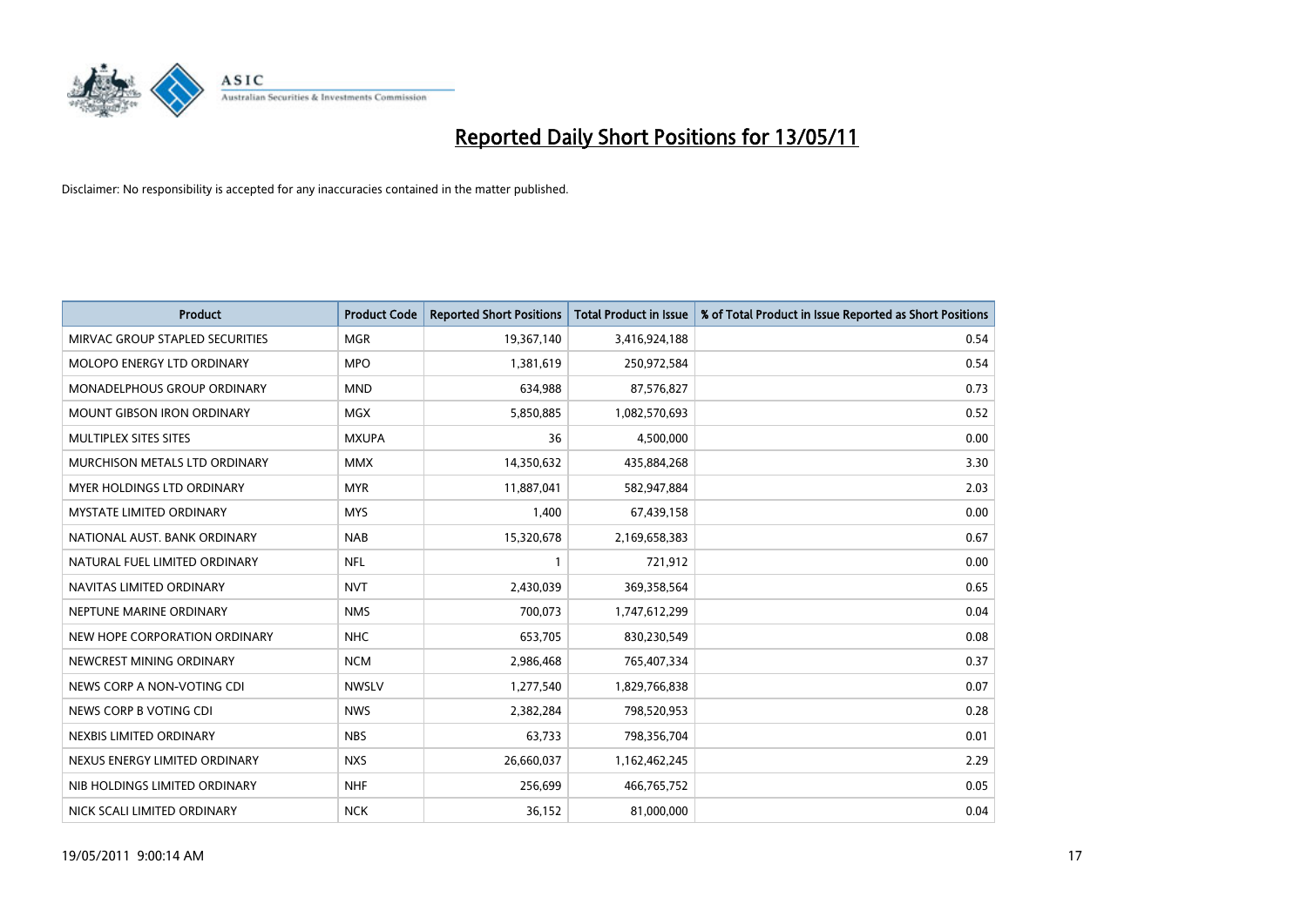# Reported Daily Short Positions for 13/05/11

Disclaimer: No responsibility is accepted for any inaccuracies contained in the matter published.

| Product | Product Code | Reported Short Positions | Total Product in Issue | % of Total Product in Issue Reported as Short Positions |
|---|---|---|---|---|
| MIRVAC GROUP STAPLED SECURITIES | MGR | 19,367,140 | 3,416,924,188 | 0.54 |
| MOLOPO ENERGY LTD ORDINARY | MPO | 1,381,619 | 250,972,584 | 0.54 |
| MONADELPHOUS GROUP ORDINARY | MND | 634,988 | 87,576,827 | 0.73 |
| MOUNT GIBSON IRON ORDINARY | MGX | 5,850,885 | 1,082,570,693 | 0.52 |
| MULTIPLEX SITES SITES | MXUPA | 36 | 4,500,000 | 0.00 |
| MURCHISON METALS LTD ORDINARY | MMX | 14,350,632 | 435,884,268 | 3.30 |
| MYER HOLDINGS LTD ORDINARY | MYR | 11,887,041 | 582,947,884 | 2.03 |
| MYSTATE LIMITED ORDINARY | MYS | 1,400 | 67,439,158 | 0.00 |
| NATIONAL AUST. BANK ORDINARY | NAB | 15,320,678 | 2,169,658,383 | 0.67 |
| NATURAL FUEL LIMITED ORDINARY | NFL | 1 | 721,912 | 0.00 |
| NAVITAS LIMITED ORDINARY | NVT | 2,430,039 | 369,358,564 | 0.65 |
| NEPTUNE MARINE ORDINARY | NMS | 700,073 | 1,747,612,299 | 0.04 |
| NEW HOPE CORPORATION ORDINARY | NHC | 653,705 | 830,230,549 | 0.08 |
| NEWCREST MINING ORDINARY | NCM | 2,986,468 | 765,407,334 | 0.37 |
| NEWS CORP A NON-VOTING CDI | NWSLV | 1,277,540 | 1,829,766,838 | 0.07 |
| NEWS CORP B VOTING CDI | NWS | 2,382,284 | 798,520,953 | 0.28 |
| NEXBIS LIMITED ORDINARY | NBS | 63,733 | 798,356,704 | 0.01 |
| NEXUS ENERGY LIMITED ORDINARY | NXS | 26,660,037 | 1,162,462,245 | 2.29 |
| NIB HOLDINGS LIMITED ORDINARY | NHF | 256,699 | 466,765,752 | 0.05 |
| NICK SCALI LIMITED ORDINARY | NCK | 36,152 | 81,000,000 | 0.04 |

19/05/2011 9:00:14 AM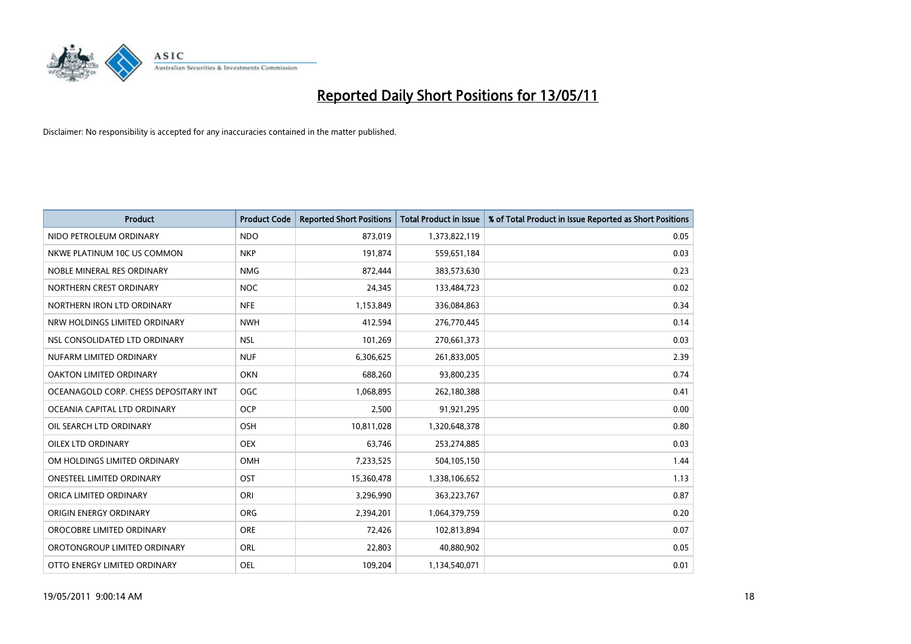# Reported Daily Short Positions for 13/05/11

Disclaimer: No responsibility is accepted for any inaccuracies contained in the matter published.

| Product | Product Code | Reported Short Positions | Total Product in Issue | % of Total Product in Issue Reported as Short Positions |
|---|---|---|---|---|
| NIDO PETROLEUM ORDINARY | NDO | 873,019 | 1,373,822,119 | 0.05 |
| NKWE PLATINUM 10C US COMMON | NKP | 191,874 | 559,651,184 | 0.03 |
| NOBLE MINERAL RES ORDINARY | NMG | 872,444 | 383,573,630 | 0.23 |
| NORTHERN CREST ORDINARY | NOC | 24,345 | 133,484,723 | 0.02 |
| NORTHERN IRON LTD ORDINARY | NFE | 1,153,849 | 336,084,863 | 0.34 |
| NRW HOLDINGS LIMITED ORDINARY | NWH | 412,594 | 276,770,445 | 0.14 |
| NSL CONSOLIDATED LTD ORDINARY | NSL | 101,269 | 270,661,373 | 0.03 |
| NUFARM LIMITED ORDINARY | NUF | 6,306,625 | 261,833,005 | 2.39 |
| OAKTON LIMITED ORDINARY | OKN | 688,260 | 93,800,235 | 0.74 |
| OCEANAGOLD CORP. CHESS DEPOSITARY INT | OGC | 1,068,895 | 262,180,388 | 0.41 |
| OCEANIA CAPITAL LTD ORDINARY | OCP | 2,500 | 91,921,295 | 0.00 |
| OIL SEARCH LTD ORDINARY | OSH | 10,811,028 | 1,320,648,378 | 0.80 |
| OILEX LTD ORDINARY | OEX | 63,746 | 253,274,885 | 0.03 |
| OM HOLDINGS LIMITED ORDINARY | OMH | 7,233,525 | 504,105,150 | 1.44 |
| ONESTEEL LIMITED ORDINARY | OST | 15,360,478 | 1,338,106,652 | 1.13 |
| ORICA LIMITED ORDINARY | ORI | 3,296,990 | 363,223,767 | 0.87 |
| ORIGIN ENERGY ORDINARY | ORG | 2,394,201 | 1,064,379,759 | 0.20 |
| OROCOBRE LIMITED ORDINARY | ORE | 72,426 | 102,813,894 | 0.07 |
| OROTONGROUP LIMITED ORDINARY | ORL | 22,803 | 40,880,902 | 0.05 |
| OTTO ENERGY LIMITED ORDINARY | OEL | 109,204 | 1,134,540,071 | 0.01 |

19/05/2011 9:00:14 AM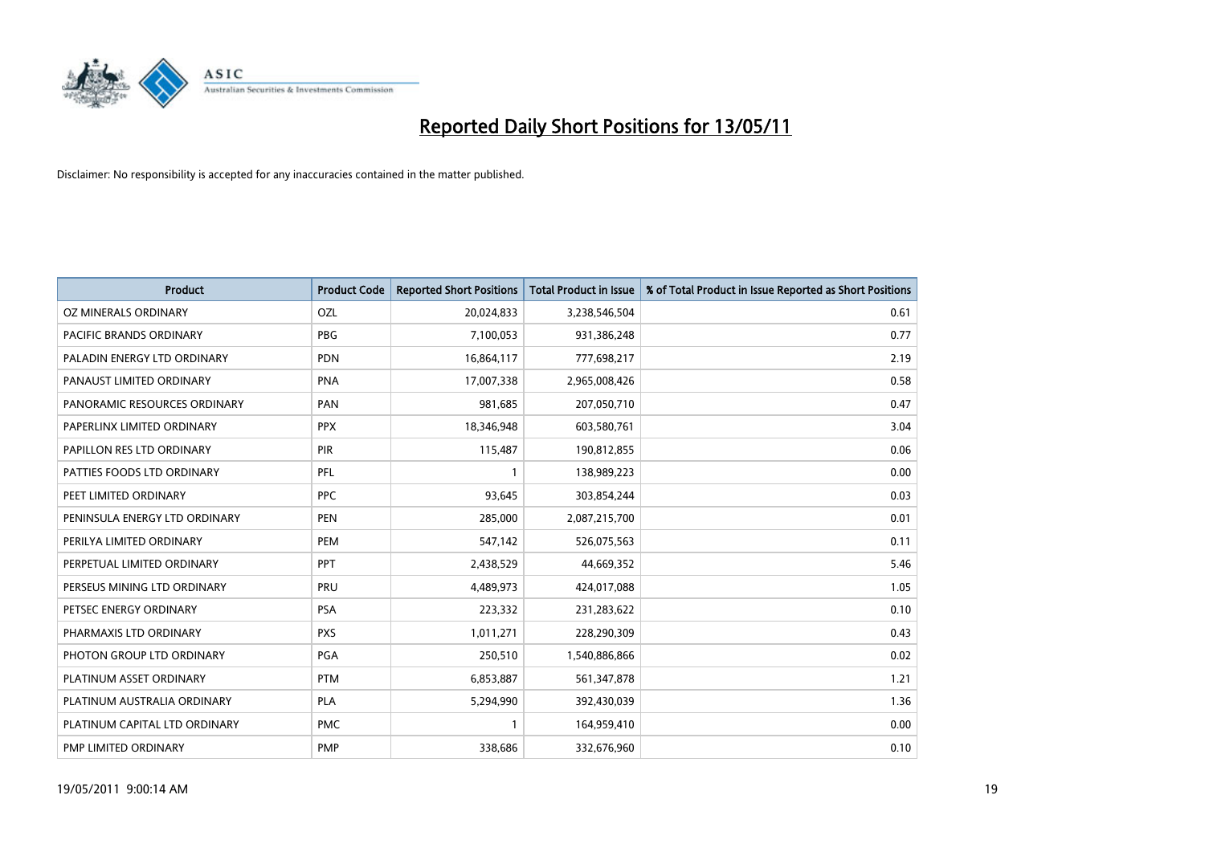# Reported Daily Short Positions for 13/05/11

Disclaimer: No responsibility is accepted for any inaccuracies contained in the matter published.

| Product | Product Code | Reported Short Positions | Total Product in Issue | % of Total Product in Issue Reported as Short Positions |
|---|---|---|---|---|
| OZ MINERALS ORDINARY | OZL | 20,024,833 | 3,238,546,504 | 0.61 |
| PACIFIC BRANDS ORDINARY | PBG | 7,100,053 | 931,386,248 | 0.77 |
| PALADIN ENERGY LTD ORDINARY | PDN | 16,864,117 | 777,698,217 | 2.19 |
| PANAUST LIMITED ORDINARY | PNA | 17,007,338 | 2,965,008,426 | 0.58 |
| PANORAMIC RESOURCES ORDINARY | PAN | 981,685 | 207,050,710 | 0.47 |
| PAPERLINX LIMITED ORDINARY | PPX | 18,346,948 | 603,580,761 | 3.04 |
| PAPILLON RES LTD ORDINARY | PIR | 115,487 | 190,812,855 | 0.06 |
| PATTIES FOODS LTD ORDINARY | PFL | 1 | 138,989,223 | 0.00 |
| PEET LIMITED ORDINARY | PPC | 93,645 | 303,854,244 | 0.03 |
| PENINSULA ENERGY LTD ORDINARY | PEN | 285,000 | 2,087,215,700 | 0.01 |
| PERILYA LIMITED ORDINARY | PEM | 547,142 | 526,075,563 | 0.11 |
| PERPETUAL LIMITED ORDINARY | PPT | 2,438,529 | 44,669,352 | 5.46 |
| PERSEUS MINING LTD ORDINARY | PRU | 4,489,973 | 424,017,088 | 1.05 |
| PETSEC ENERGY ORDINARY | PSA | 223,332 | 231,283,622 | 0.10 |
| PHARMAXIS LTD ORDINARY | PXS | 1,011,271 | 228,290,309 | 0.43 |
| PHOTON GROUP LTD ORDINARY | PGA | 250,510 | 1,540,886,866 | 0.02 |
| PLATINUM ASSET ORDINARY | PTM | 6,853,887 | 561,347,878 | 1.21 |
| PLATINUM AUSTRALIA ORDINARY | PLA | 5,294,990 | 392,430,039 | 1.36 |
| PLATINUM CAPITAL LTD ORDINARY | PMC | 1 | 164,959,410 | 0.00 |
| PMP LIMITED ORDINARY | PMP | 338,686 | 332,676,960 | 0.10 |

19/05/2011 9:00:14 AM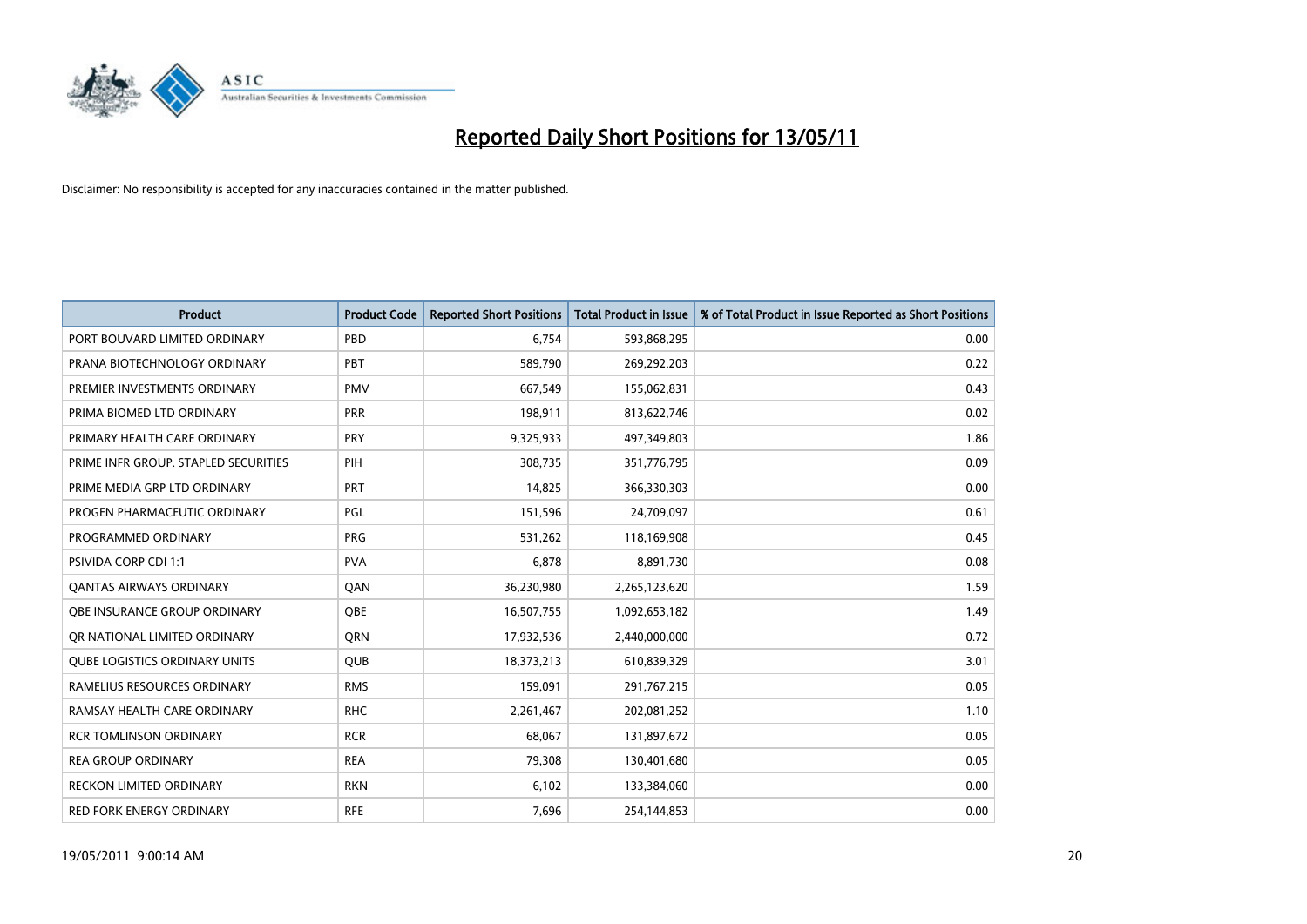# Reported Daily Short Positions for 13/05/11

Disclaimer: No responsibility is accepted for any inaccuracies contained in the matter published.

| Product | Product Code | Reported Short Positions | Total Product in Issue | % of Total Product in Issue Reported as Short Positions |
|---|---|---|---|---|
| PORT BOUVARD LIMITED ORDINARY | PBD | 6,754 | 593,868,295 | 0.00 |
| PRANA BIOTECHNOLOGY ORDINARY | PBT | 589,790 | 269,292,203 | 0.22 |
| PREMIER INVESTMENTS ORDINARY | PMV | 667,549 | 155,062,831 | 0.43 |
| PRIMA BIOMED LTD ORDINARY | PRR | 198,911 | 813,622,746 | 0.02 |
| PRIMARY HEALTH CARE ORDINARY | PRY | 9,325,933 | 497,349,803 | 1.86 |
| PRIME INFR GROUP. STAPLED SECURITIES | PIH | 308,735 | 351,776,795 | 0.09 |
| PRIME MEDIA GRP LTD ORDINARY | PRT | 14,825 | 366,330,303 | 0.00 |
| PROGEN PHARMACEUTIC ORDINARY | PGL | 151,596 | 24,709,097 | 0.61 |
| PROGRAMMED ORDINARY | PRG | 531,262 | 118,169,908 | 0.45 |
| PSIVIDA CORP CDI 1:1 | PVA | 6,878 | 8,891,730 | 0.08 |
| QANTAS AIRWAYS ORDINARY | QAN | 36,230,980 | 2,265,123,620 | 1.59 |
| QBE INSURANCE GROUP ORDINARY | QBE | 16,507,755 | 1,092,653,182 | 1.49 |
| QR NATIONAL LIMITED ORDINARY | QRN | 17,932,536 | 2,440,000,000 | 0.72 |
| QUBE LOGISTICS ORDINARY UNITS | QUB | 18,373,213 | 610,839,329 | 3.01 |
| RAMELIUS RESOURCES ORDINARY | RMS | 159,091 | 291,767,215 | 0.05 |
| RAMSAY HEALTH CARE ORDINARY | RHC | 2,261,467 | 202,081,252 | 1.10 |
| RCR TOMLINSON ORDINARY | RCR | 68,067 | 131,897,672 | 0.05 |
| REA GROUP ORDINARY | REA | 79,308 | 130,401,680 | 0.05 |
| RECKON LIMITED ORDINARY | RKN | 6,102 | 133,384,060 | 0.00 |
| RED FORK ENERGY ORDINARY | RFE | 7,696 | 254,144,853 | 0.00 |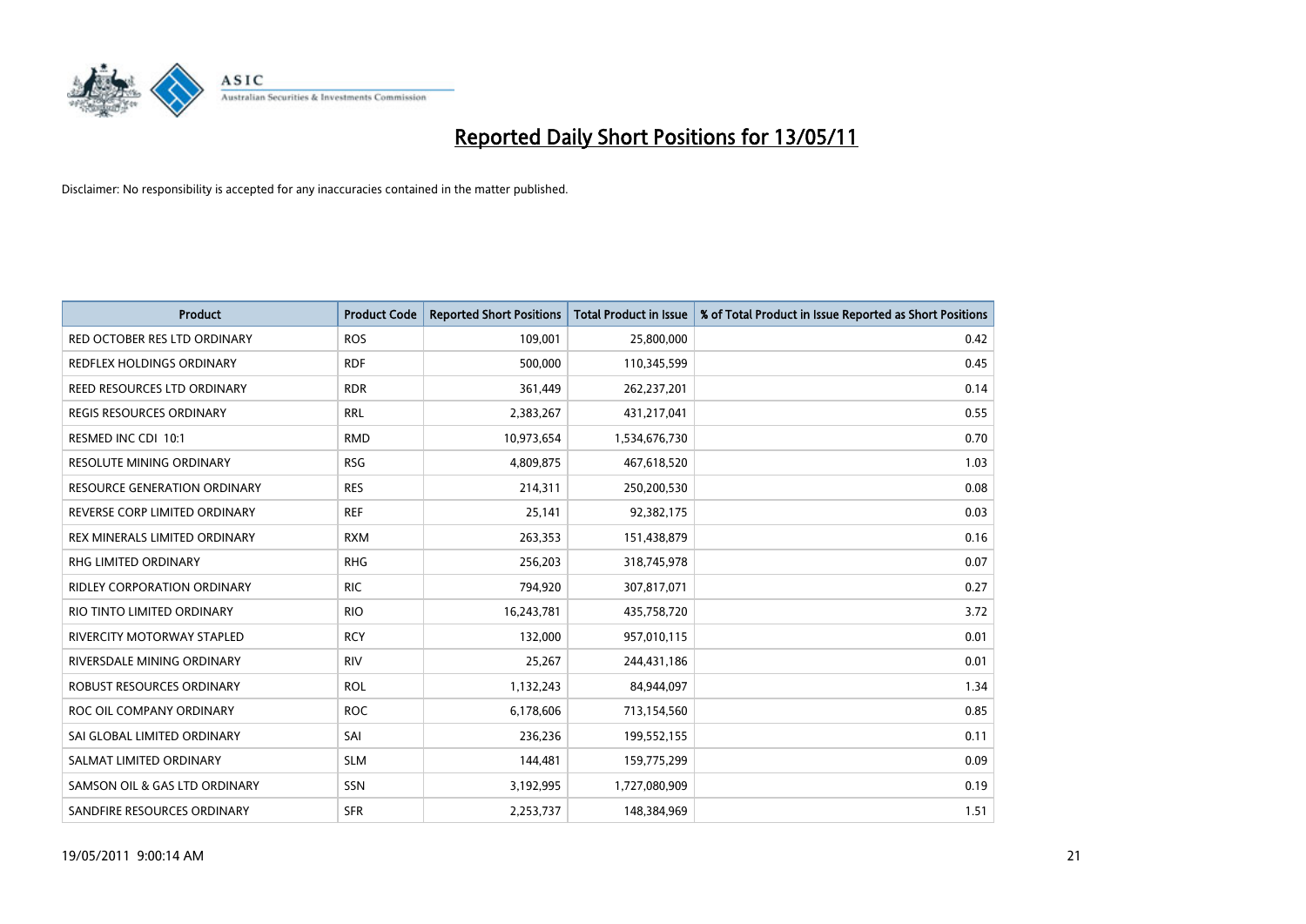# Reported Daily Short Positions for 13/05/11

Disclaimer: No responsibility is accepted for any inaccuracies contained in the matter published.

| Product | Product Code | Reported Short Positions | Total Product in Issue | % of Total Product in Issue Reported as Short Positions |
|---|---|---|---|---|
| RED OCTOBER RES LTD ORDINARY | ROS | 109,001 | 25,800,000 | 0.42 |
| REDFLEX HOLDINGS ORDINARY | RDF | 500,000 | 110,345,599 | 0.45 |
| REED RESOURCES LTD ORDINARY | RDR | 361,449 | 262,237,201 | 0.14 |
| REGIS RESOURCES ORDINARY | RRL | 2,383,267 | 431,217,041 | 0.55 |
| RESMED INC CDI 10:1 | RMD | 10,973,654 | 1,534,676,730 | 0.70 |
| RESOLUTE MINING ORDINARY | RSG | 4,809,875 | 467,618,520 | 1.03 |
| RESOURCE GENERATION ORDINARY | RES | 214,311 | 250,200,530 | 0.08 |
| REVERSE CORP LIMITED ORDINARY | REF | 25,141 | 92,382,175 | 0.03 |
| REX MINERALS LIMITED ORDINARY | RXM | 263,353 | 151,438,879 | 0.16 |
| RHG LIMITED ORDINARY | RHG | 256,203 | 318,745,978 | 0.07 |
| RIDLEY CORPORATION ORDINARY | RIC | 794,920 | 307,817,071 | 0.27 |
| RIO TINTO LIMITED ORDINARY | RIO | 16,243,781 | 435,758,720 | 3.72 |
| RIVERCITY MOTORWAY STAPLED | RCY | 132,000 | 957,010,115 | 0.01 |
| RIVERSDALE MINING ORDINARY | RIV | 25,267 | 244,431,186 | 0.01 |
| ROBUST RESOURCES ORDINARY | ROL | 1,132,243 | 84,944,097 | 1.34 |
| ROC OIL COMPANY ORDINARY | ROC | 6,178,606 | 713,154,560 | 0.85 |
| SAI GLOBAL LIMITED ORDINARY | SAI | 236,236 | 199,552,155 | 0.11 |
| SALMAT LIMITED ORDINARY | SLM | 144,481 | 159,775,299 | 0.09 |
| SAMSON OIL & GAS LTD ORDINARY | SSN | 3,192,995 | 1,727,080,909 | 0.19 |
| SANDFIRE RESOURCES ORDINARY | SFR | 2,253,737 | 148,384,969 | 1.51 |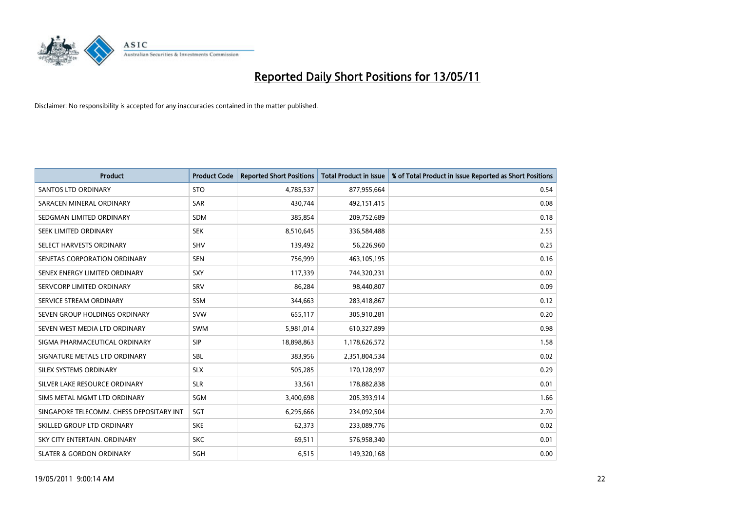# Reported Daily Short Positions for 13/05/11

Disclaimer: No responsibility is accepted for any inaccuracies contained in the matter published.

| Product | Product Code | Reported Short Positions | Total Product in Issue | % of Total Product in Issue Reported as Short Positions |
|---|---|---|---|---|
| SANTOS LTD ORDINARY | STO | 4,785,537 | 877,955,664 | 0.54 |
| SARACEN MINERAL ORDINARY | SAR | 430,744 | 492,151,415 | 0.08 |
| SEDGMAN LIMITED ORDINARY | SDM | 385,854 | 209,752,689 | 0.18 |
| SEEK LIMITED ORDINARY | SEK | 8,510,645 | 336,584,488 | 2.55 |
| SELECT HARVESTS ORDINARY | SHV | 139,492 | 56,226,960 | 0.25 |
| SENETAS CORPORATION ORDINARY | SEN | 756,999 | 463,105,195 | 0.16 |
| SENEX ENERGY LIMITED ORDINARY | SXY | 117,339 | 744,320,231 | 0.02 |
| SERVCORP LIMITED ORDINARY | SRV | 86,284 | 98,440,807 | 0.09 |
| SERVICE STREAM ORDINARY | SSM | 344,663 | 283,418,867 | 0.12 |
| SEVEN GROUP HOLDINGS ORDINARY | SVW | 655,117 | 305,910,281 | 0.20 |
| SEVEN WEST MEDIA LTD ORDINARY | SWM | 5,981,014 | 610,327,899 | 0.98 |
| SIGMA PHARMACEUTICAL ORDINARY | SIP | 18,898,863 | 1,178,626,572 | 1.58 |
| SIGNATURE METALS LTD ORDINARY | SBL | 383,956 | 2,351,804,534 | 0.02 |
| SILEX SYSTEMS ORDINARY | SLX | 505,285 | 170,128,997 | 0.29 |
| SILVER LAKE RESOURCE ORDINARY | SLR | 33,561 | 178,882,838 | 0.01 |
| SIMS METAL MGMT LTD ORDINARY | SGM | 3,400,698 | 205,393,914 | 1.66 |
| SINGAPORE TELECOMM. CHESS DEPOSITARY INT | SGT | 6,295,666 | 234,092,504 | 2.70 |
| SKILLED GROUP LTD ORDINARY | SKE | 62,373 | 233,089,776 | 0.02 |
| SKY CITY ENTERTAIN. ORDINARY | SKC | 69,511 | 576,958,340 | 0.01 |
| SLATER & GORDON ORDINARY | SGH | 6,515 | 149,320,168 | 0.00 |

19/05/2011 9:00:14 AM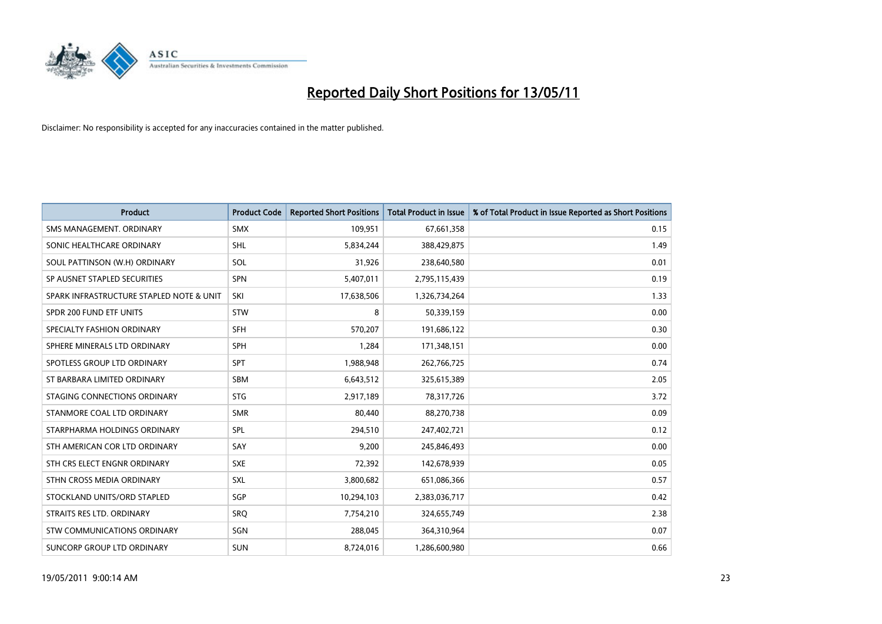# Reported Daily Short Positions for 13/05/11

Disclaimer: No responsibility is accepted for any inaccuracies contained in the matter published.

| Product | Product Code | Reported Short Positions | Total Product in Issue | % of Total Product in Issue Reported as Short Positions |
|---|---|---|---|---|
| SMS MANAGEMENT. ORDINARY | SMX | 109,951 | 67,661,358 | 0.15 |
| SONIC HEALTHCARE ORDINARY | SHL | 5,834,244 | 388,429,875 | 1.49 |
| SOUL PATTINSON (W.H) ORDINARY | SOL | 31,926 | 238,640,580 | 0.01 |
| SP AUSNET STAPLED SECURITIES | SPN | 5,407,011 | 2,795,115,439 | 0.19 |
| SPARK INFRASTRUCTURE STAPLED NOTE & UNIT | SKI | 17,638,506 | 1,326,734,264 | 1.33 |
| SPDR 200 FUND ETF UNITS | STW | 8 | 50,339,159 | 0.00 |
| SPECIALTY FASHION ORDINARY | SFH | 570,207 | 191,686,122 | 0.30 |
| SPHERE MINERALS LTD ORDINARY | SPH | 1,284 | 171,348,151 | 0.00 |
| SPOTLESS GROUP LTD ORDINARY | SPT | 1,988,948 | 262,766,725 | 0.74 |
| ST BARBARA LIMITED ORDINARY | SBM | 6,643,512 | 325,615,389 | 2.05 |
| STAGING CONNECTIONS ORDINARY | STG | 2,917,189 | 78,317,726 | 3.72 |
| STANMORE COAL LTD ORDINARY | SMR | 80,440 | 88,270,738 | 0.09 |
| STARPHARMA HOLDINGS ORDINARY | SPL | 294,510 | 247,402,721 | 0.12 |
| STH AMERICAN COR LTD ORDINARY | SAY | 9,200 | 245,846,493 | 0.00 |
| STH CRS ELECT ENGNR ORDINARY | SXE | 72,392 | 142,678,939 | 0.05 |
| STHN CROSS MEDIA ORDINARY | SXL | 3,800,682 | 651,086,366 | 0.57 |
| STOCKLAND UNITS/ORD STAPLED | SGP | 10,294,103 | 2,383,036,717 | 0.42 |
| STRAITS RES LTD. ORDINARY | SRQ | 7,754,210 | 324,655,749 | 2.38 |
| STW COMMUNICATIONS ORDINARY | SGN | 288,045 | 364,310,964 | 0.07 |
| SUNCORP GROUP LTD ORDINARY | SUN | 8,724,016 | 1,286,600,980 | 0.66 |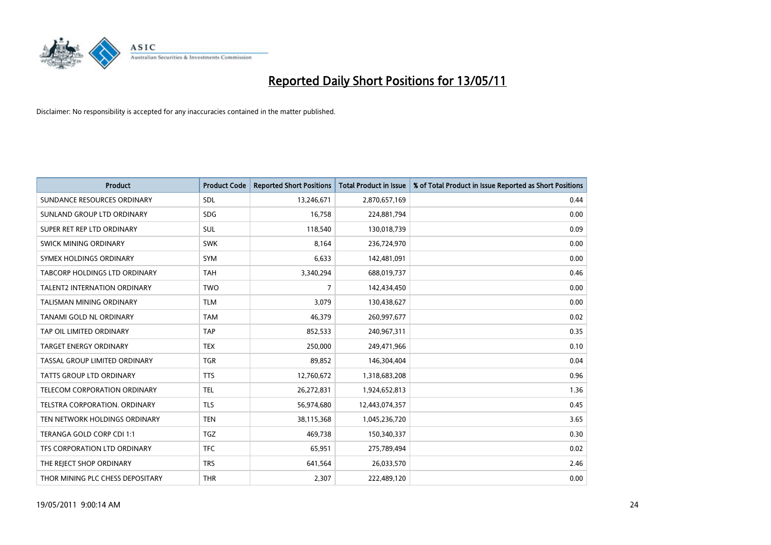# Reported Daily Short Positions for 13/05/11

Disclaimer: No responsibility is accepted for any inaccuracies contained in the matter published.

| Product | Product Code | Reported Short Positions | Total Product in Issue | % of Total Product in Issue Reported as Short Positions |
|---|---|---|---|---|
| SUNDANCE RESOURCES ORDINARY | SDL | 13,246,671 | 2,870,657,169 | 0.44 |
| SUNLAND GROUP LTD ORDINARY | SDG | 16,758 | 224,881,794 | 0.00 |
| SUPER RET REP LTD ORDINARY | SUL | 118,540 | 130,018,739 | 0.09 |
| SWICK MINING ORDINARY | SWK | 8,164 | 236,724,970 | 0.00 |
| SYMEX HOLDINGS ORDINARY | SYM | 6,633 | 142,481,091 | 0.00 |
| TABCORP HOLDINGS LTD ORDINARY | TAH | 3,340,294 | 688,019,737 | 0.46 |
| TALENT2 INTERNATION ORDINARY | TWO | 7 | 142,434,450 | 0.00 |
| TALISMAN MINING ORDINARY | TLM | 3,079 | 130,438,627 | 0.00 |
| TANAMI GOLD NL ORDINARY | TAM | 46,379 | 260,997,677 | 0.02 |
| TAP OIL LIMITED ORDINARY | TAP | 852,533 | 240,967,311 | 0.35 |
| TARGET ENERGY ORDINARY | TEX | 250,000 | 249,471,966 | 0.10 |
| TASSAL GROUP LIMITED ORDINARY | TGR | 89,852 | 146,304,404 | 0.04 |
| TATTS GROUP LTD ORDINARY | TTS | 12,760,672 | 1,318,683,208 | 0.96 |
| TELECOM CORPORATION ORDINARY | TEL | 26,272,831 | 1,924,652,813 | 1.36 |
| TELSTRA CORPORATION. ORDINARY | TLS | 56,974,680 | 12,443,074,357 | 0.45 |
| TEN NETWORK HOLDINGS ORDINARY | TEN | 38,115,368 | 1,045,236,720 | 3.65 |
| TERANGA GOLD CORP CDI 1:1 | TGZ | 469,738 | 150,340,337 | 0.30 |
| TFS CORPORATION LTD ORDINARY | TFC | 65,951 | 275,789,494 | 0.02 |
| THE REJECT SHOP ORDINARY | TRS | 641,564 | 26,033,570 | 2.46 |
| THOR MINING PLC CHESS DEPOSITARY | THR | 2,307 | 222,489,120 | 0.00 |

19/05/2011 9:00:14 AM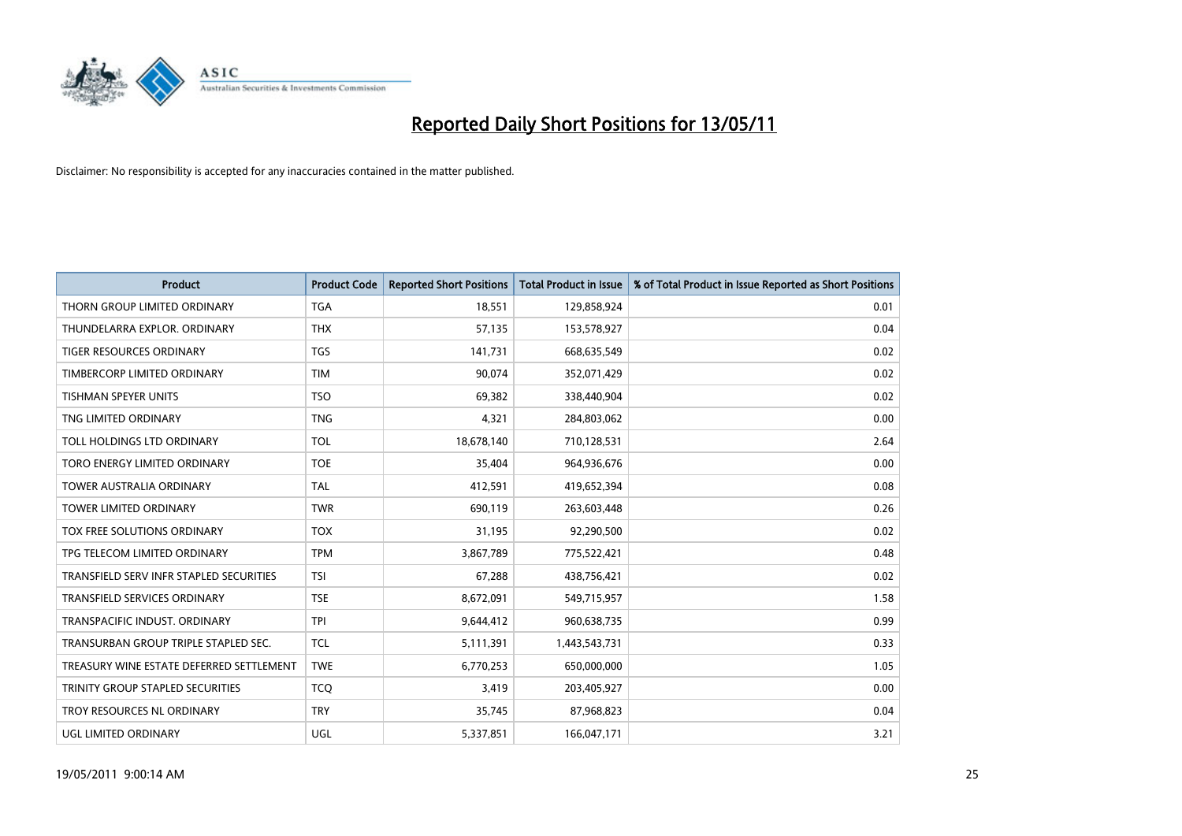# Reported Daily Short Positions for 13/05/11

Disclaimer: No responsibility is accepted for any inaccuracies contained in the matter published.

| Product | Product Code | Reported Short Positions | Total Product in Issue | % of Total Product in Issue Reported as Short Positions |
|---|---|---|---|---|
| THORN GROUP LIMITED ORDINARY | TGA | 18,551 | 129,858,924 | 0.01 |
| THUNDELARRA EXPLOR. ORDINARY | THX | 57,135 | 153,578,927 | 0.04 |
| TIGER RESOURCES ORDINARY | TGS | 141,731 | 668,635,549 | 0.02 |
| TIMBERCORP LIMITED ORDINARY | TIM | 90,074 | 352,071,429 | 0.02 |
| TISHMAN SPEYER UNITS | TSO | 69,382 | 338,440,904 | 0.02 |
| TNG LIMITED ORDINARY | TNG | 4,321 | 284,803,062 | 0.00 |
| TOLL HOLDINGS LTD ORDINARY | TOL | 18,678,140 | 710,128,531 | 2.64 |
| TORO ENERGY LIMITED ORDINARY | TOE | 35,404 | 964,936,676 | 0.00 |
| TOWER AUSTRALIA ORDINARY | TAL | 412,591 | 419,652,394 | 0.08 |
| TOWER LIMITED ORDINARY | TWR | 690,119 | 263,603,448 | 0.26 |
| TOX FREE SOLUTIONS ORDINARY | TOX | 31,195 | 92,290,500 | 0.02 |
| TPG TELECOM LIMITED ORDINARY | TPM | 3,867,789 | 775,522,421 | 0.48 |
| TRANSFIELD SERV INFR STAPLED SECURITIES | TSI | 67,288 | 438,756,421 | 0.02 |
| TRANSFIELD SERVICES ORDINARY | TSE | 8,672,091 | 549,715,957 | 1.58 |
| TRANSPACIFIC INDUST. ORDINARY | TPI | 9,644,412 | 960,638,735 | 0.99 |
| TRANSURBAN GROUP TRIPLE STAPLED SEC. | TCL | 5,111,391 | 1,443,543,731 | 0.33 |
| TREASURY WINE ESTATE DEFERRED SETTLEMENT | TWE | 6,770,253 | 650,000,000 | 1.05 |
| TRINITY GROUP STAPLED SECURITIES | TCQ | 3,419 | 203,405,927 | 0.00 |
| TROY RESOURCES NL ORDINARY | TRY | 35,745 | 87,968,823 | 0.04 |
| UGL LIMITED ORDINARY | UGL | 5,337,851 | 166,047,171 | 3.21 |

19/05/2011 9:00:14 AM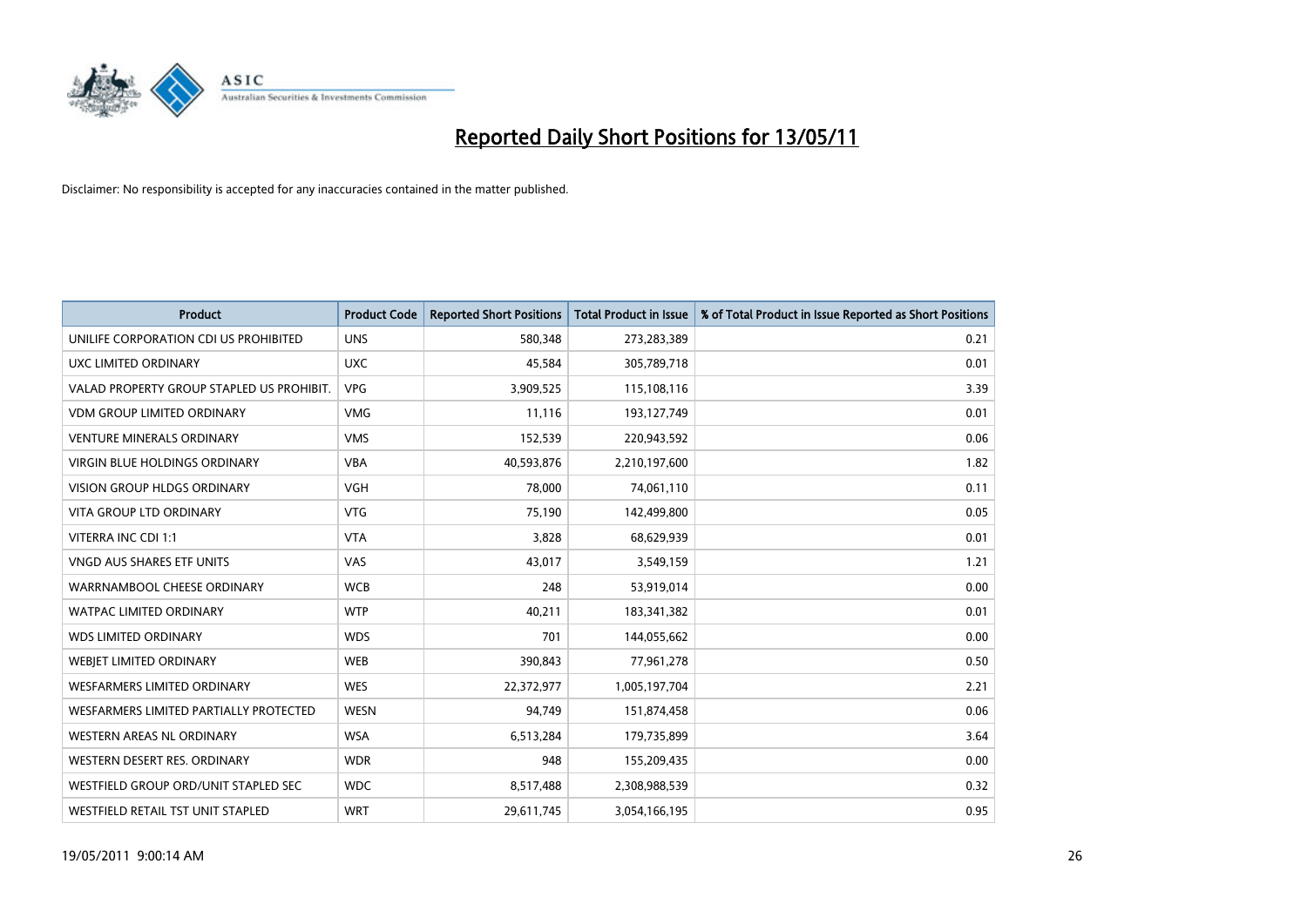# Reported Daily Short Positions for 13/05/11

Disclaimer: No responsibility is accepted for any inaccuracies contained in the matter published.

| Product | Product Code | Reported Short Positions | Total Product in Issue | % of Total Product in Issue Reported as Short Positions |
|---|---|---|---|---|
| UNILIFE CORPORATION CDI US PROHIBITED | UNS | 580,348 | 273,283,389 | 0.21 |
| UXC LIMITED ORDINARY | UXC | 45,584 | 305,789,718 | 0.01 |
| VALAD PROPERTY GROUP STAPLED US PROHIBIT. | VPG | 3,909,525 | 115,108,116 | 3.39 |
| VDM GROUP LIMITED ORDINARY | VMG | 11,116 | 193,127,749 | 0.01 |
| VENTURE MINERALS ORDINARY | VMS | 152,539 | 220,943,592 | 0.06 |
| VIRGIN BLUE HOLDINGS ORDINARY | VBA | 40,593,876 | 2,210,197,600 | 1.82 |
| VISION GROUP HLDGS ORDINARY | VGH | 78,000 | 74,061,110 | 0.11 |
| VITA GROUP LTD ORDINARY | VTG | 75,190 | 142,499,800 | 0.05 |
| VITERRA INC CDI 1:1 | VTA | 3,828 | 68,629,939 | 0.01 |
| VNGD AUS SHARES ETF UNITS | VAS | 43,017 | 3,549,159 | 1.21 |
| WARRNAMBOOL CHEESE ORDINARY | WCB | 248 | 53,919,014 | 0.00 |
| WATPAC LIMITED ORDINARY | WTP | 40,211 | 183,341,382 | 0.01 |
| WDS LIMITED ORDINARY | WDS | 701 | 144,055,662 | 0.00 |
| WEBJET LIMITED ORDINARY | WEB | 390,843 | 77,961,278 | 0.50 |
| WESFARMERS LIMITED ORDINARY | WES | 22,372,977 | 1,005,197,704 | 2.21 |
| WESFARMERS LIMITED PARTIALLY PROTECTED | WESN | 94,749 | 151,874,458 | 0.06 |
| WESTERN AREAS NL ORDINARY | WSA | 6,513,284 | 179,735,899 | 3.64 |
| WESTERN DESERT RES. ORDINARY | WDR | 948 | 155,209,435 | 0.00 |
| WESTFIELD GROUP ORD/UNIT STAPLED SEC | WDC | 8,517,488 | 2,308,988,539 | 0.32 |
| WESTFIELD RETAIL TST UNIT STAPLED | WRT | 29,611,745 | 3,054,166,195 | 0.95 |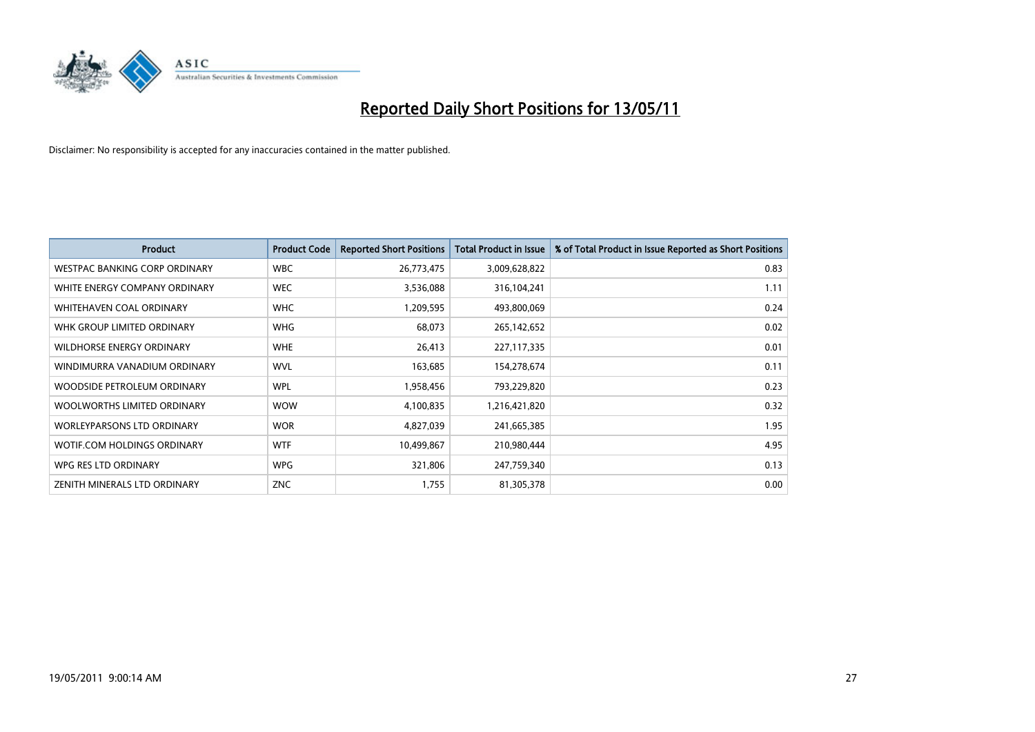# Reported Daily Short Positions for 13/05/11

Disclaimer: No responsibility is accepted for any inaccuracies contained in the matter published.

| Product | Product Code | Reported Short Positions | Total Product in Issue | % of Total Product in Issue Reported as Short Positions |
|---|---|---|---|---|
| WESTPAC BANKING CORP ORDINARY | WBC | 26,773,475 | 3,009,628,822 | 0.83 |
| WHITE ENERGY COMPANY ORDINARY | WEC | 3,536,088 | 316,104,241 | 1.11 |
| WHITEHAVEN COAL ORDINARY | WHC | 1,209,595 | 493,800,069 | 0.24 |
| WHK GROUP LIMITED ORDINARY | WHG | 68,073 | 265,142,652 | 0.02 |
| WILDHORSE ENERGY ORDINARY | WHE | 26,413 | 227,117,335 | 0.01 |
| WINDIMURRA VANADIUM ORDINARY | WVL | 163,685 | 154,278,674 | 0.11 |
| WOODSIDE PETROLEUM ORDINARY | WPL | 1,958,456 | 793,229,820 | 0.23 |
| WOOLWORTHS LIMITED ORDINARY | WOW | 4,100,835 | 1,216,421,820 | 0.32 |
| WORLEYPARSONS LTD ORDINARY | WOR | 4,827,039 | 241,665,385 | 1.95 |
| WOTIF.COM HOLDINGS ORDINARY | WTF | 10,499,867 | 210,980,444 | 4.95 |
| WPG RES LTD ORDINARY | WPG | 321,806 | 247,759,340 | 0.13 |
| ZENITH MINERALS LTD ORDINARY | ZNC | 1,755 | 81,305,378 | 0.00 |